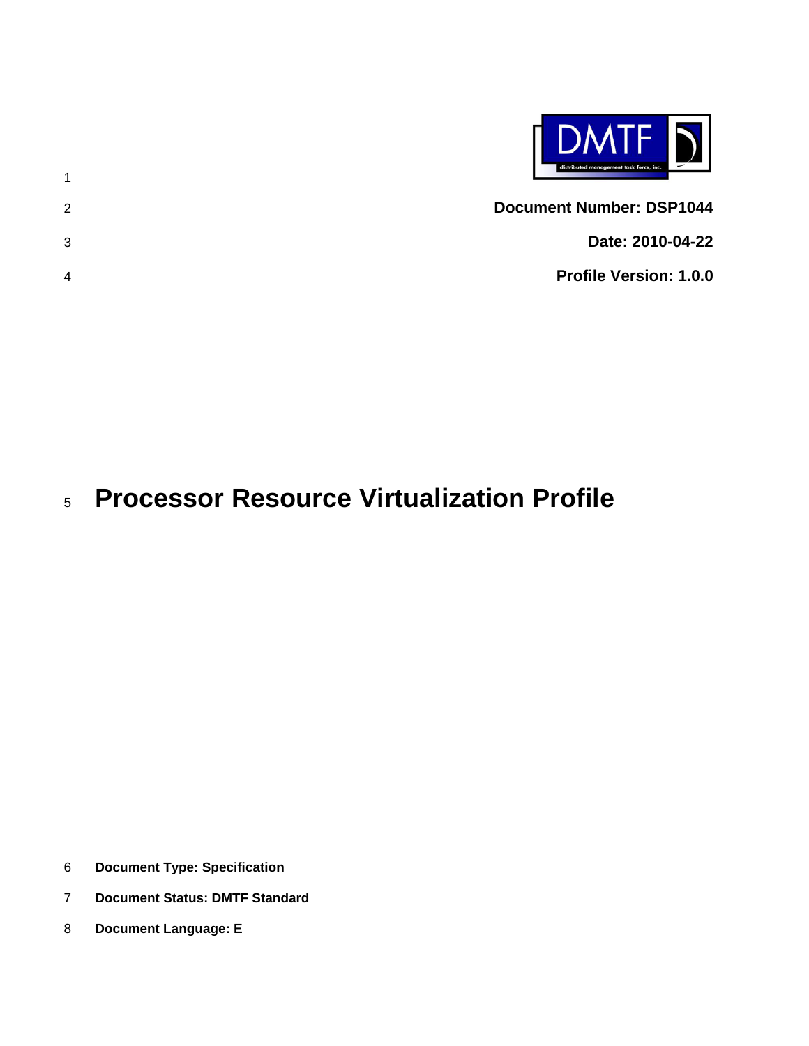**Document Number: DSP1044**

**Date: 2010-04-22**

**Profile Version: 1.0.0**

# Processor Resource Virtualization Profile

**Document Type: Specification**

**Document Status: DMTF Standard**

**Document Language: E**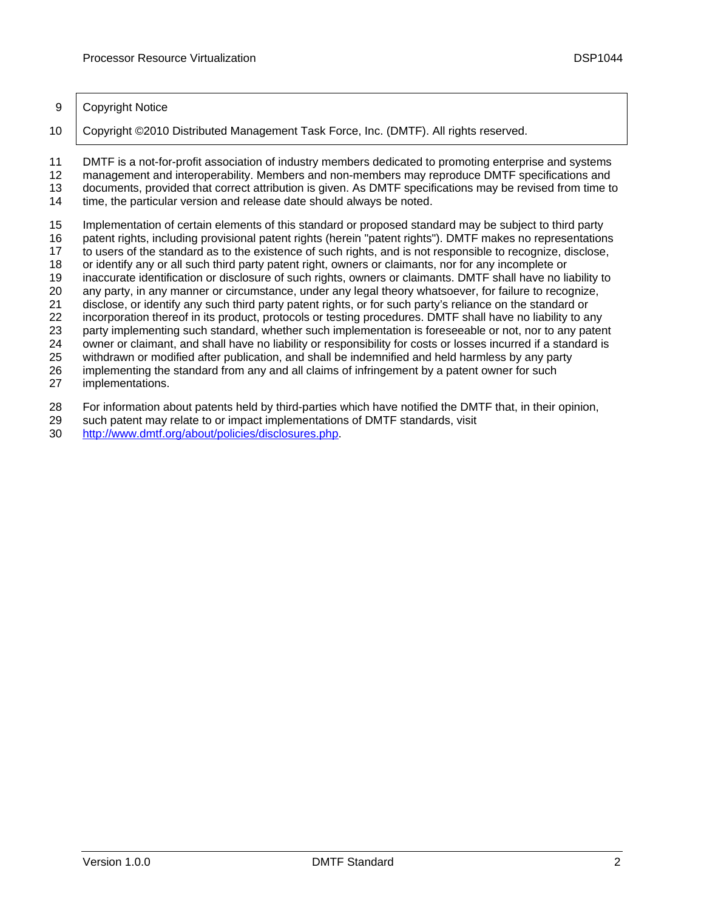Copyright Notice

Copyright ©2010 Distributed Management Task Force, Inc. (DMTF). All rights reserved.

DMTF is a not-for-profit association of industry members dedicated to promoting enterprise and systems management and interoperability. Members and non-members may reproduce DMTF specifications and documents, provided that correct attribution is given. As DMTF specifications may be revised from time to time, the particular version and release date should always be noted.

Implementation of certain elements of this standard or proposed standard may be subject to third party patent rights, including provisional patent rights (herein "patent rights"). DMTF makes no representations to users of the standard as to the existence of such rights, and is not responsible to recognize, disclose, or identify any or all such third party patent right, owners or claimants, nor for any incomplete or inaccurate identification or disclosure of such rights, owners or claimants. DMTF shall have no liability to any party, in any manner or circumstance, under any legal theory whatsoever, for failure to recognize, disclose, or identify any such third party patent rights, or for such party's reliance on the standard or incorporation thereof in its product, protocols or testing procedures. DMTF shall have no liability to any party implementing such standard, whether such implementation is foreseeable or not, nor to any patent owner or claimant, and shall have no liability or responsibility for costs or losses incurred if a standard is withdrawn or modified after publication, and shall be indemnified and held harmless by any party implementing the standard from any and all claims of infringement by a patent owner for such implementations.

For information about patents held by third-parties which have notified the DMTF that, in their opinion, such patent may relate to or impact implementations of DMTF standards, visit http://www.dmtf.org/about/policies/disclosures.php.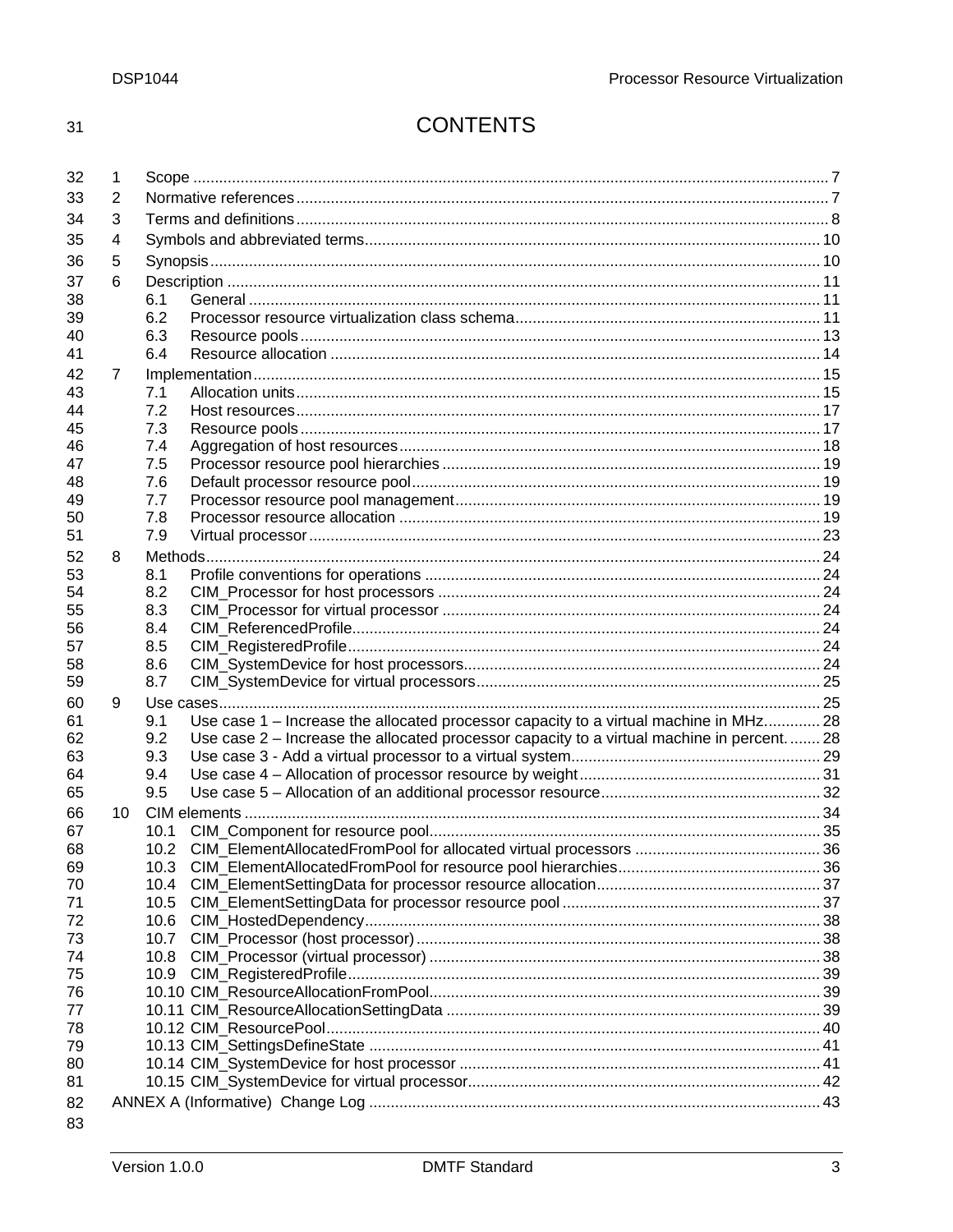# CONTENTS

1 Scope ... 7
2 Normative references ... 7
3 Terms and definitions ... 8
4 Symbols and abbreviated terms ... 10
5 Synopsis ... 10
6 Description ... 11
- 6.1 General ... 11
- 6.2 Processor resource virtualization class schema ... 11
- 6.3 Resource pools ... 13
- 6.4 Resource allocation ... 14

7 Implementation ... 15
- 7.1 Allocation units ... 15
- 7.2 Host resources ... 17
- 7.3 Resource pools ... 17
- 7.4 Aggregation of host resources ... 18
- 7.5 Processor resource pool hierarchies ... 19
- 7.6 Default processor resource pool ... 19
- 7.7 Processor resource pool management ... 19
- 7.8 Processor resource allocation ... 19
- 7.9 Virtual processor ... 23

8 Methods ... 24
- 8.1 Profile conventions for operations ... 24
- 8.2 CIM_Processor for host processors ... 24
- 8.3 CIM_Processor for virtual processor ... 24
- 8.4 CIM_ReferencedProfile ... 24
- 8.5 CIM_RegisteredProfile ... 24
- 8.6 CIM_SystemDevice for host processors ... 24
- 8.7 CIM_SystemDevice for virtual processors ... 25

9 Use cases ... 25
- 9.1 Use case 1 – Increase the allocated processor capacity to a virtual machine in MHz ... 28
- 9.2 Use case 2 – Increase the allocated processor capacity to a virtual machine in percent ... 28
- 9.3 Use case 3 - Add a virtual processor to a virtual system ... 29
- 9.4 Use case 4 – Allocation of processor resource by weight ... 31
- 9.5 Use case 5 – Allocation of an additional processor resource ... 32

10 CIM elements ... 34
- 10.1 CIM_Component for resource pool ... 35
- 10.2 CIM_ElementAllocatedFromPool for allocated virtual processors ... 36
- 10.3 CIM_ElementAllocatedFromPool for resource pool hierarchies ... 36
- 10.4 CIM_ElementSettingData for processor resource allocation ... 37
- 10.5 CIM_ElementSettingData for processor resource pool ... 37
- 10.6 CIM_HostedDependency ... 38
- 10.7 CIM_Processor (host processor) ... 38
- 10.8 CIM_Processor (virtual processor) ... 38
- 10.9 CIM_RegisteredProfile ... 39
- 10.10 CIM_ResourceAllocationFromPool ... 39
- 10.11 CIM_ResourceAllocationSettingData ... 39
- 10.12 CIM_ResourcePool ... 40
- 10.13 CIM_SettingsDefineState ... 41
- 10.14 CIM_SystemDevice for host processor ... 41
- 10.15 CIM_SystemDevice for virtual processor ... 42

ANNEX A (Informative) Change Log ... 43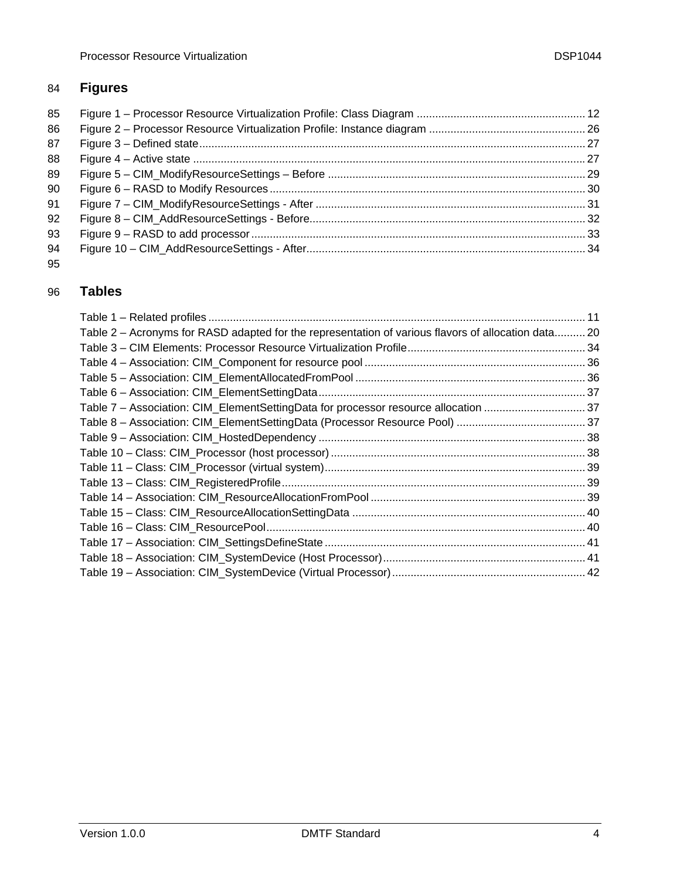## Figures

Figure 1 – Processor Resource Virtualization Profile: Class Diagram ...................................................... 12
Figure 2 – Processor Resource Virtualization Profile: Instance diagram .................................................. 26
Figure 3 – Defined state............................................................................................................................ 27
Figure 4 – Active state .............................................................................................................................. 27
Figure 5 – CIM_ModifyResourceSettings – Before .................................................................................. 29
Figure 6 – RASD to Modify Resources ..................................................................................................... 30
Figure 7 – CIM_ModifyResourceSettings - After ....................................................................................... 31
Figure 8 – CIM_AddResourceSettings - Before......................................................................................... 32
Figure 9 – RASD to add processor ............................................................................................................ 33
Figure 10 – CIM_AddResourceSettings - After.......................................................................................... 34

## Tables

Table 1 – Related profiles .......................................................................................................................... 11
Table 2 – Acronyms for RASD adapted for the representation of various flavors of allocation data.......... 20
Table 3 – CIM Elements: Processor Resource Virtualization Profile......................................................... 34
Table 4 – Association: CIM_Component for resource pool ....................................................................... 36
Table 5 – Association: CIM_ElementAllocatedFromPool .......................................................................... 36
Table 6 – Association: CIM_ElementSettingData...................................................................................... 37
Table 7 – Association: CIM_ElementSettingData for processor resource allocation ................................. 37
Table 8 – Association: CIM_ElementSettingData (Processor Resource Pool) .......................................... 37
Table 9 – Association: CIM_HostedDependency ...................................................................................... 38
Table 10 – Class: CIM_Processor (host processor) .................................................................................. 38
Table 11 – Class: CIM_Processor (virtual system).................................................................................... 39
Table 13 – Class: CIM_RegisteredProfile.................................................................................................. 39
Table 14 – Association: CIM_ResourceAllocationFromPool ..................................................................... 39
Table 15 – Class: CIM_ResourceAllocationSettingData ........................................................................... 40
Table 16 – Class: CIM_ResourcePool....................................................................................................... 40
Table 17 – Association: CIM_SettingsDefineState .................................................................................... 41
Table 18 – Association: CIM_SystemDevice (Host Processor)................................................................. 41
Table 19 – Association: CIM_SystemDevice (Virtual Processor).............................................................. 42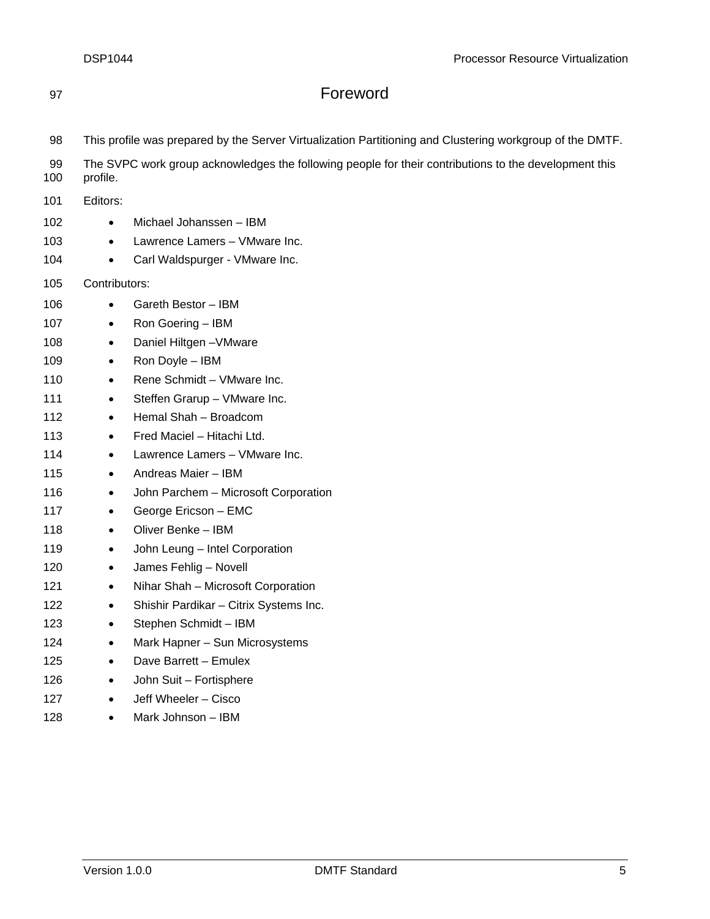# Foreword

This profile was prepared by the Server Virtualization Partitioning and Clustering workgroup of the DMTF.

The SVPC work group acknowledges the following people for their contributions to the development this profile.

Editors:

- Michael Johanssen – IBM
- Lawrence Lamers – VMware Inc.
- Carl Waldspurger - VMware Inc.

Contributors:

- Gareth Bestor – IBM
- Ron Goering – IBM
- Daniel Hiltgen –VMware
- Ron Doyle – IBM
- Rene Schmidt – VMware Inc.
- Steffen Grarup – VMware Inc.
- Hemal Shah – Broadcom
- Fred Maciel – Hitachi Ltd.
- Lawrence Lamers – VMware Inc.
- Andreas Maier – IBM
- John Parchem – Microsoft Corporation
- George Ericson – EMC
- Oliver Benke – IBM
- John Leung – Intel Corporation
- James Fehlig – Novell
- Nihar Shah – Microsoft Corporation
- Shishir Pardikar – Citrix Systems Inc.
- Stephen Schmidt – IBM
- Mark Hapner – Sun Microsystems
- Dave Barrett – Emulex
- John Suit – Fortisphere
- Jeff Wheeler – Cisco
- Mark Johnson – IBM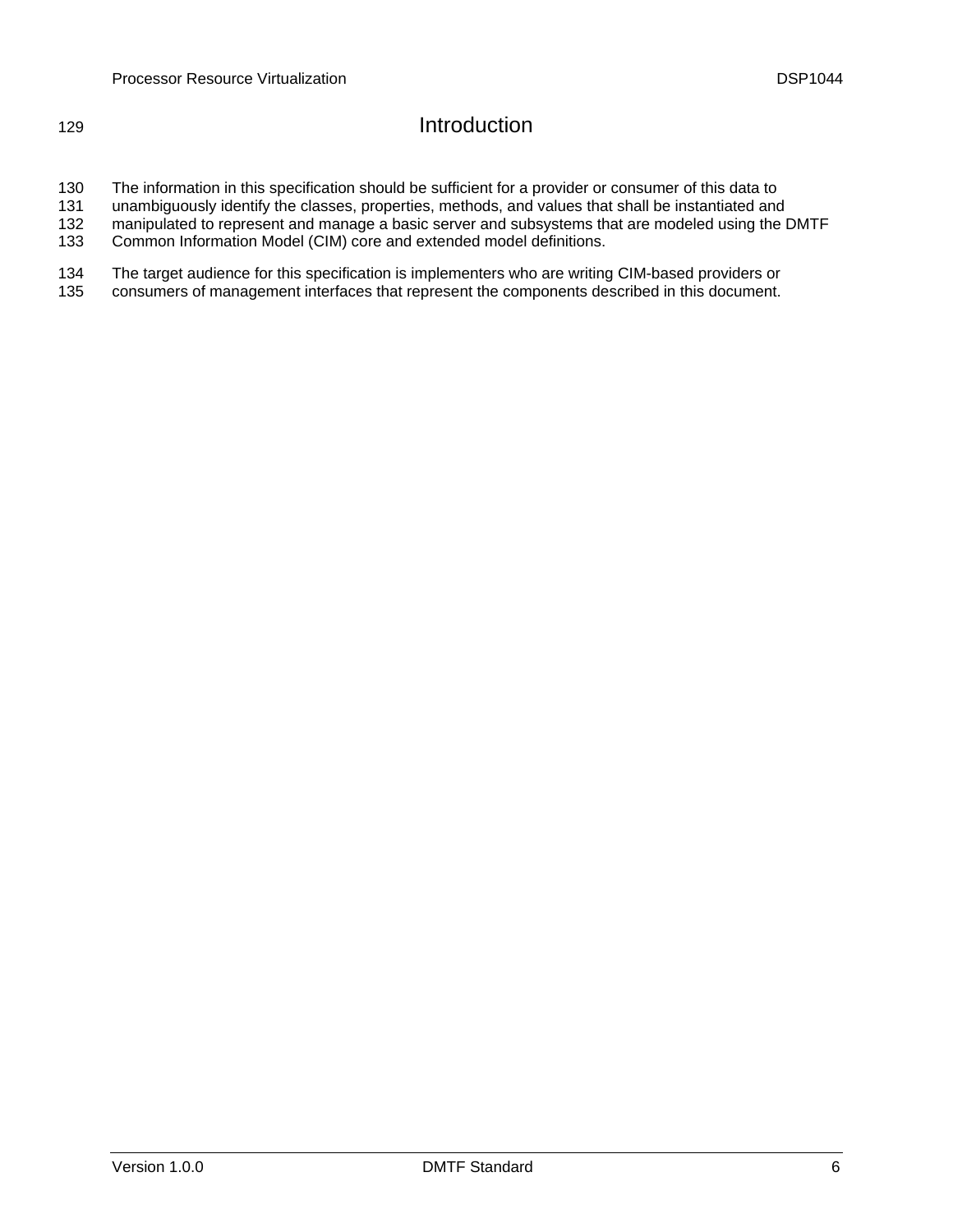# Introduction

The information in this specification should be sufficient for a provider or consumer of this data to unambiguously identify the classes, properties, methods, and values that shall be instantiated and manipulated to represent and manage a basic server and subsystems that are modeled using the DMTF Common Information Model (CIM) core and extended model definitions.

The target audience for this specification is implementers who are writing CIM-based providers or consumers of management interfaces that represent the components described in this document.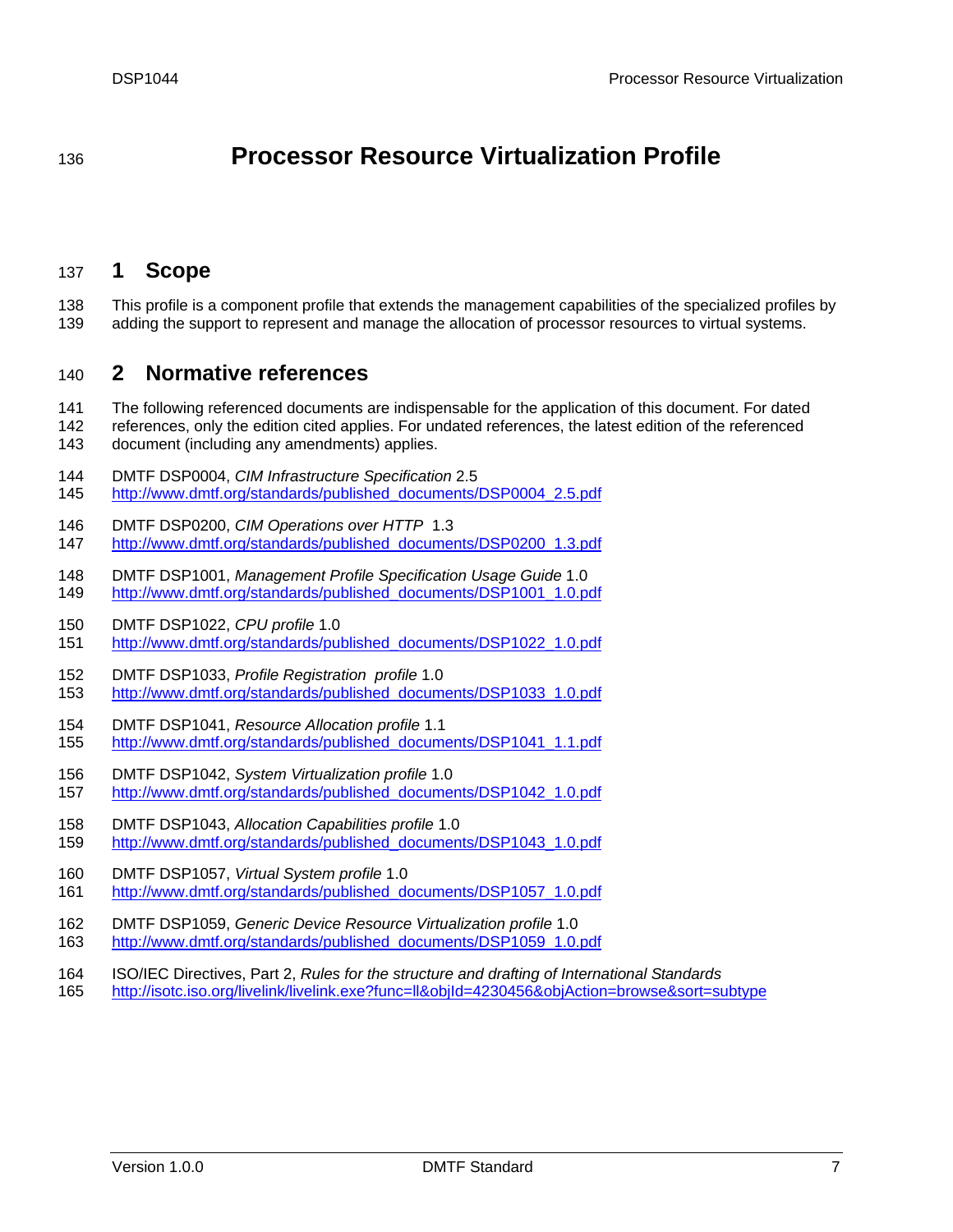# Processor Resource Virtualization Profile

## 1 Scope

This profile is a component profile that extends the management capabilities of the specialized profiles by adding the support to represent and manage the allocation of processor resources to virtual systems.

## 2 Normative references

The following referenced documents are indispensable for the application of this document. For dated references, only the edition cited applies. For undated references, the latest edition of the referenced document (including any amendments) applies.

DMTF DSP0004, *CIM Infrastructure Specification* 2.5
http://www.dmtf.org/standards/published_documents/DSP0004_2.5.pdf

DMTF DSP0200, *CIM Operations over HTTP* 1.3
http://www.dmtf.org/standards/published_documents/DSP0200_1.3.pdf

DMTF DSP1001, *Management Profile Specification Usage Guide* 1.0
http://www.dmtf.org/standards/published_documents/DSP1001_1.0.pdf

DMTF DSP1022, *CPU profile* 1.0
http://www.dmtf.org/standards/published_documents/DSP1022_1.0.pdf

DMTF DSP1033, *Profile Registration profile* 1.0
http://www.dmtf.org/standards/published_documents/DSP1033_1.0.pdf

DMTF DSP1041, *Resource Allocation profile* 1.1
http://www.dmtf.org/standards/published_documents/DSP1041_1.1.pdf

DMTF DSP1042, *System Virtualization profile* 1.0
http://www.dmtf.org/standards/published_documents/DSP1042_1.0.pdf

DMTF DSP1043, *Allocation Capabilities profile* 1.0
http://www.dmtf.org/standards/published_documents/DSP1043_1.0.pdf

DMTF DSP1057, *Virtual System profile* 1.0
http://www.dmtf.org/standards/published_documents/DSP1057_1.0.pdf

DMTF DSP1059, *Generic Device Resource Virtualization profile* 1.0
http://www.dmtf.org/standards/published_documents/DSP1059_1.0.pdf

ISO/IEC Directives, Part 2, *Rules for the structure and drafting of International Standards*
http://isotc.iso.org/livelink/livelink.exe?func=ll&objId=4230456&objAction=browse&sort=subtype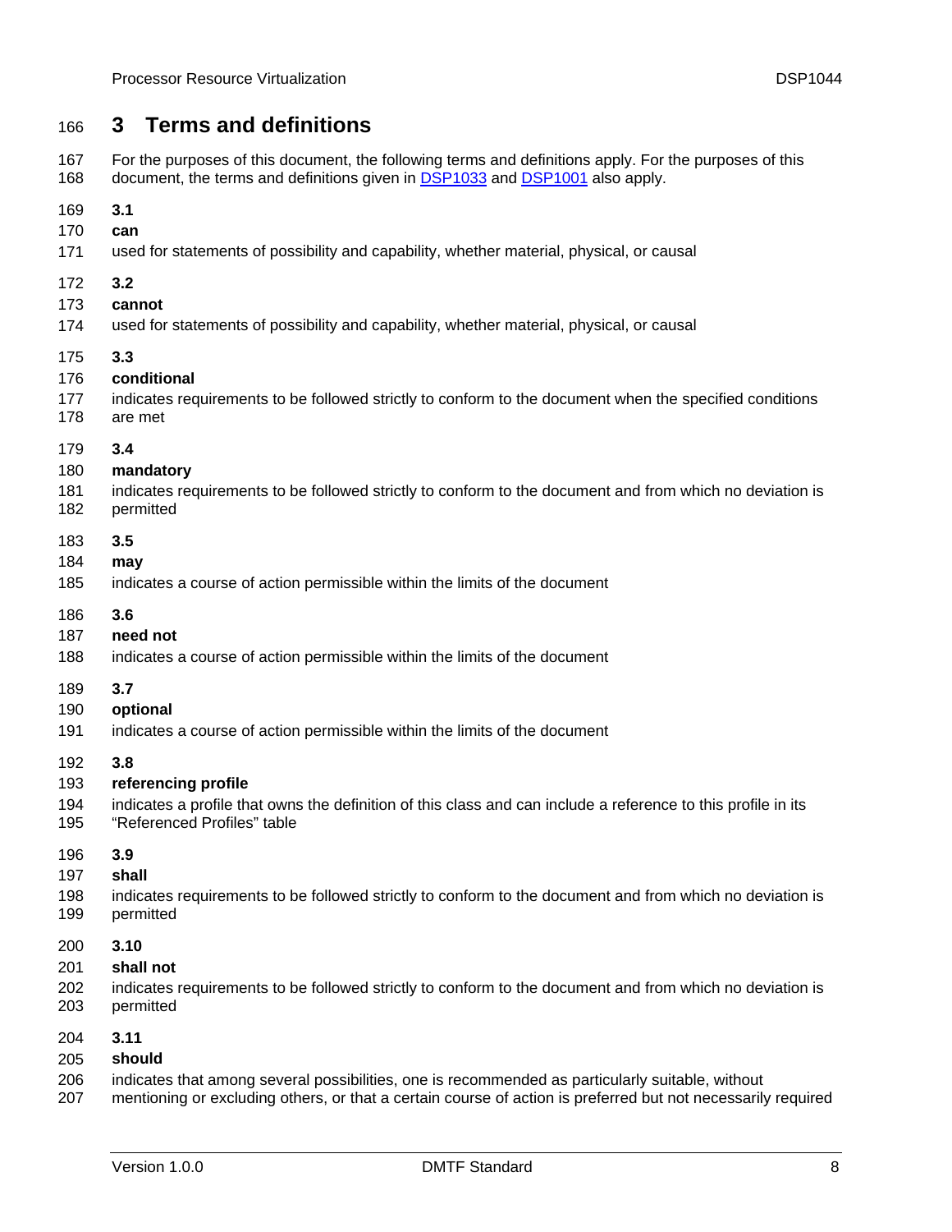# 3 Terms and definitions

For the purposes of this document, the following terms and definitions apply. For the purposes of this document, the terms and definitions given in DSP1033 and DSP1001 also apply.

**3.1**

**can**

used for statements of possibility and capability, whether material, physical, or causal

**3.2**

**cannot**

used for statements of possibility and capability, whether material, physical, or causal

**3.3**

**conditional**

indicates requirements to be followed strictly to conform to the document when the specified conditions are met

**3.4**

**mandatory**

indicates requirements to be followed strictly to conform to the document and from which no deviation is permitted

**3.5**

**may**

indicates a course of action permissible within the limits of the document

**3.6**

**need not**

indicates a course of action permissible within the limits of the document

**3.7**

**optional**

indicates a course of action permissible within the limits of the document

**3.8**

**referencing profile**

indicates a profile that owns the definition of this class and can include a reference to this profile in its "Referenced Profiles" table

**3.9**

**shall**

indicates requirements to be followed strictly to conform to the document and from which no deviation is permitted

**3.10**

**shall not**

indicates requirements to be followed strictly to conform to the document and from which no deviation is permitted

**3.11**

**should**

indicates that among several possibilities, one is recommended as particularly suitable, without mentioning or excluding others, or that a certain course of action is preferred but not necessarily required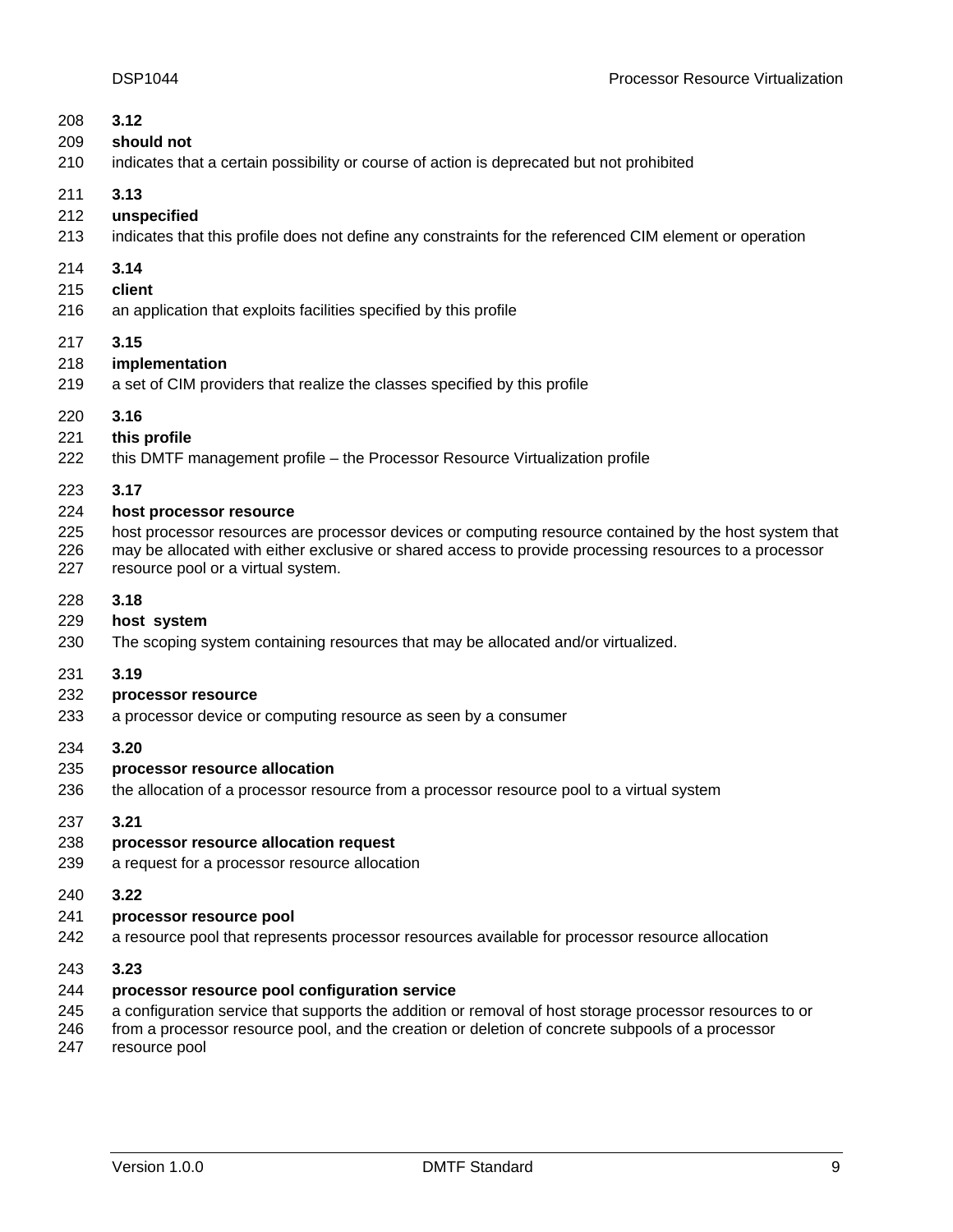**3.12**

**should not**

indicates that a certain possibility or course of action is deprecated but not prohibited

**3.13**

**unspecified**

indicates that this profile does not define any constraints for the referenced CIM element or operation

**3.14**

**client**

an application that exploits facilities specified by this profile

**3.15**

**implementation**

a set of CIM providers that realize the classes specified by this profile

**3.16**

**this profile**

this DMTF management profile – the Processor Resource Virtualization profile

**3.17**

**host processor resource**

host processor resources are processor devices or computing resource contained by the host system that may be allocated with either exclusive or shared access to provide processing resources to a processor resource pool or a virtual system.

**3.18**

**host system**

The scoping system containing resources that may be allocated and/or virtualized.

**3.19**

**processor resource**

a processor device or computing resource as seen by a consumer

**3.20**

**processor resource allocation**

the allocation of a processor resource from a processor resource pool to a virtual system

**3.21**

**processor resource allocation request**

a request for a processor resource allocation

**3.22**

**processor resource pool**

a resource pool that represents processor resources available for processor resource allocation

**3.23**

**processor resource pool configuration service**

a configuration service that supports the addition or removal of host storage processor resources to or from a processor resource pool, and the creation or deletion of concrete subpools of a processor resource pool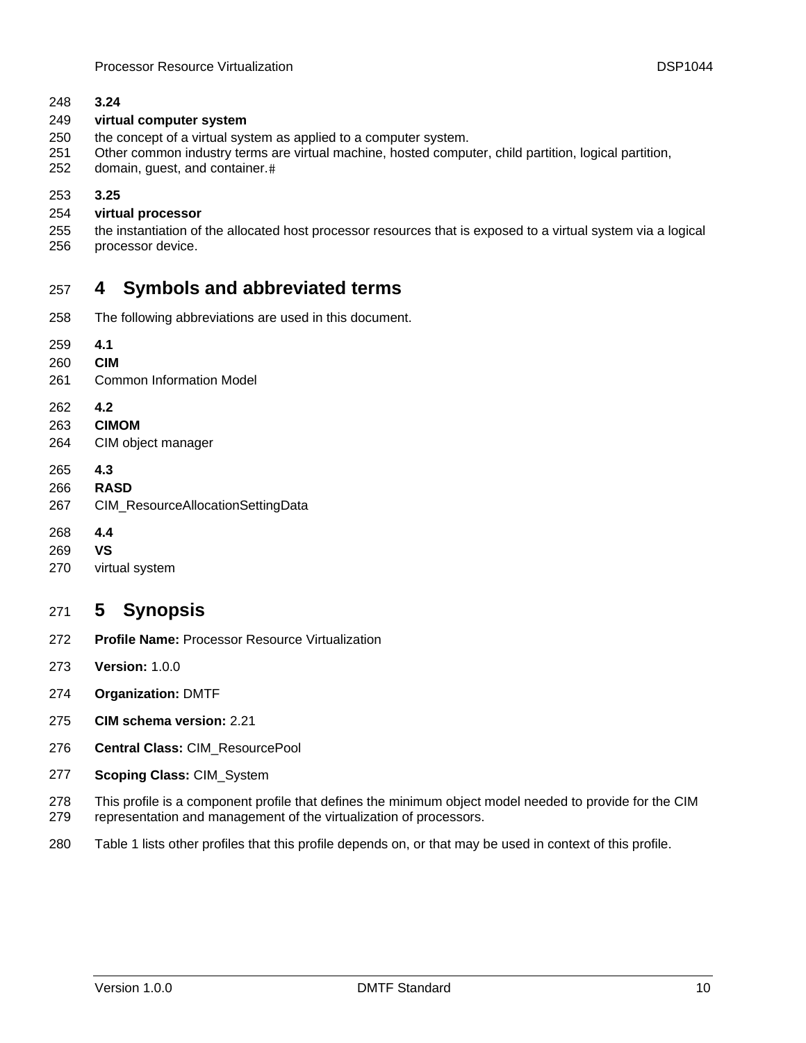**3.24**

**virtual computer system**

the concept of a virtual system as applied to a computer system.
Other common industry terms are virtual machine, hosted computer, child partition, logical partition, domain, guest, and container.

**3.25**

**virtual processor**

the instantiation of the allocated host processor resources that is exposed to a virtual system via a logical processor device.

# 4 Symbols and abbreviated terms

The following abbreviations are used in this document.

**4.1**

**CIM**

Common Information Model

**4.2**

**CIMOM**

CIM object manager

**4.3**

**RASD**

CIM_ResourceAllocationSettingData

**4.4**

**VS**

virtual system

# 5 Synopsis

**Profile Name:** Processor Resource Virtualization

**Version:** 1.0.0

**Organization:** DMTF

**CIM schema version:** 2.21

**Central Class:** CIM_ResourcePool

**Scoping Class:** CIM_System

This profile is a component profile that defines the minimum object model needed to provide for the CIM representation and management of the virtualization of processors.

Table 1 lists other profiles that this profile depends on, or that may be used in context of this profile.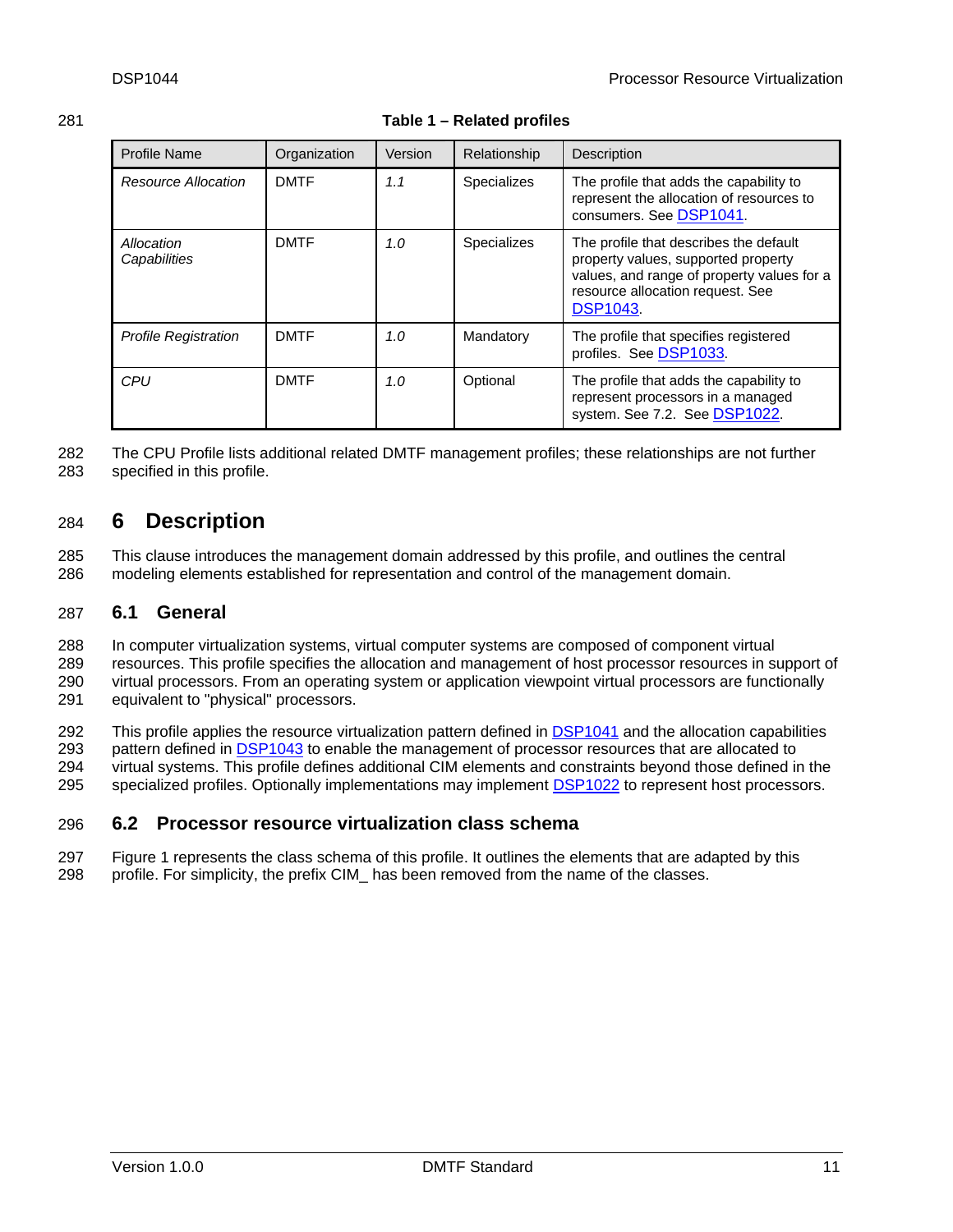**Table 1 – Related profiles**

| Profile Name | Organization | Version | Relationship | Description |
|---|---|---|---|---|
| *Resource Allocation* | DMTF | *1.1* | Specializes | The profile that adds the capability to represent the allocation of resources to consumers. See DSP1041. |
| *Allocation Capabilities* | DMTF | *1.0* | Specializes | The profile that describes the default property values, supported property values, and range of property values for a resource allocation request. See DSP1043. |
| *Profile Registration* | DMTF | *1.0* | Mandatory | The profile that specifies registered profiles. See DSP1033. |
| *CPU* | DMTF | *1.0* | Optional | The profile that adds the capability to represent processors in a managed system. See 7.2. See DSP1022. |

The CPU Profile lists additional related DMTF management profiles; these relationships are not further specified in this profile.

# 6 Description

This clause introduces the management domain addressed by this profile, and outlines the central modeling elements established for representation and control of the management domain.

## 6.1 General

In computer virtualization systems, virtual computer systems are composed of component virtual resources. This profile specifies the allocation and management of host processor resources in support of virtual processors. From an operating system or application viewpoint virtual processors are functionally equivalent to "physical" processors.

This profile applies the resource virtualization pattern defined in DSP1041 and the allocation capabilities pattern defined in DSP1043 to enable the management of processor resources that are allocated to virtual systems. This profile defines additional CIM elements and constraints beyond those defined in the specialized profiles. Optionally implementations may implement DSP1022 to represent host processors.

## 6.2 Processor resource virtualization class schema

Figure 1 represents the class schema of this profile. It outlines the elements that are adapted by this profile. For simplicity, the prefix CIM_ has been removed from the name of the classes.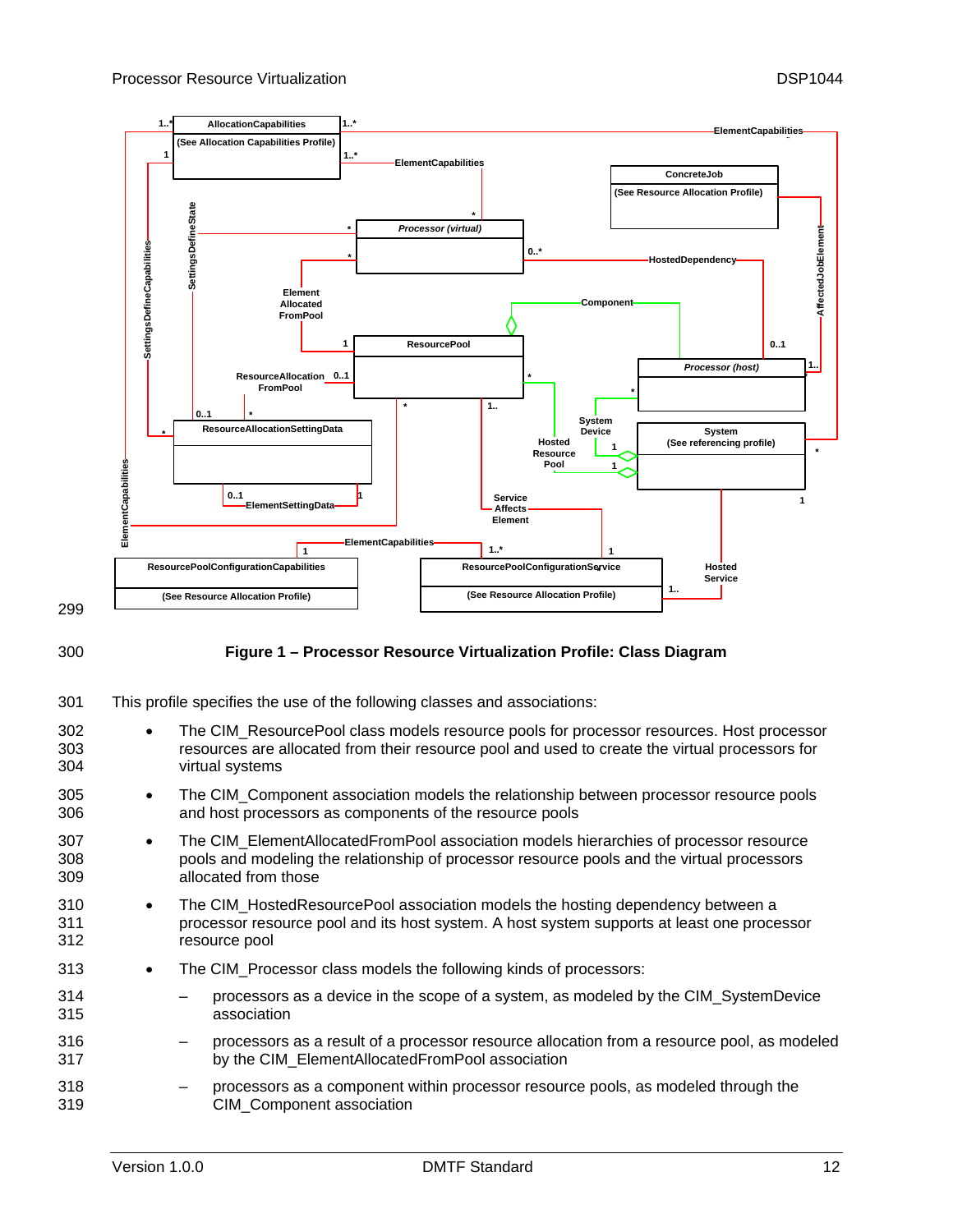Figure 1 – Processor Resource Virtualization Profile: Class Diagram

This profile specifies the use of the following classes and associations:

- The CIM_ResourcePool class models resource pools for processor resources. Host processor resources are allocated from their resource pool and used to create the virtual processors for virtual systems
- The CIM_Component association models the relationship between processor resource pools and host processors as components of the resource pools
- The CIM_ElementAllocatedFromPool association models hierarchies of processor resource pools and modeling the relationship of processor resource pools and the virtual processors allocated from those
- The CIM_HostedResourcePool association models the hosting dependency between a processor resource pool and its host system. A host system supports at least one processor resource pool
- The CIM_Processor class models the following kinds of processors:
  - processors as a device in the scope of a system, as modeled by the CIM_SystemDevice association
  - processors as a result of a processor resource allocation from a resource pool, as modeled by the CIM_ElementAllocatedFromPool association
  - processors as a component within processor resource pools, as modeled through the CIM_Component association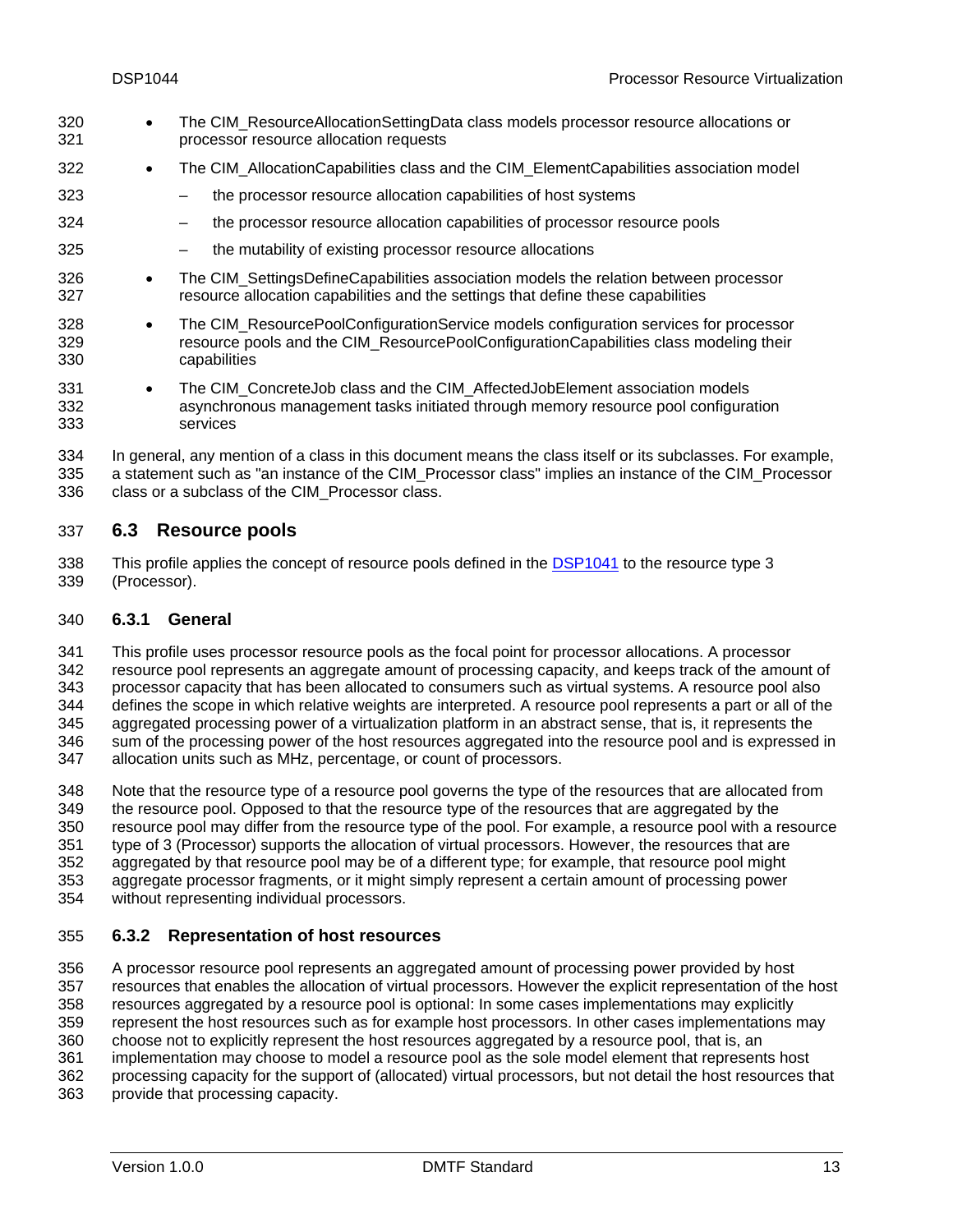- The CIM_ResourceAllocationSettingData class models processor resource allocations or processor resource allocation requests
- The CIM_AllocationCapabilities class and the CIM_ElementCapabilities association model
  - the processor resource allocation capabilities of host systems
  - the processor resource allocation capabilities of processor resource pools
  - the mutability of existing processor resource allocations
- The CIM_SettingsDefineCapabilities association models the relation between processor resource allocation capabilities and the settings that define these capabilities
- The CIM_ResourcePoolConfigurationService models configuration services for processor resource pools and the CIM_ResourcePoolConfigurationCapabilities class modeling their capabilities
- The CIM_ConcreteJob class and the CIM_AffectedJobElement association models asynchronous management tasks initiated through memory resource pool configuration services

In general, any mention of a class in this document means the class itself or its subclasses. For example, a statement such as "an instance of the CIM_Processor class" implies an instance of the CIM_Processor class or a subclass of the CIM_Processor class.

## 6.3 Resource pools

This profile applies the concept of resource pools defined in the DSP1041 to the resource type 3 (Processor).

### 6.3.1 General

This profile uses processor resource pools as the focal point for processor allocations. A processor resource pool represents an aggregate amount of processing capacity, and keeps track of the amount of processor capacity that has been allocated to consumers such as virtual systems. A resource pool also defines the scope in which relative weights are interpreted. A resource pool represents a part or all of the aggregated processing power of a virtualization platform in an abstract sense, that is, it represents the sum of the processing power of the host resources aggregated into the resource pool and is expressed in allocation units such as MHz, percentage, or count of processors.

Note that the resource type of a resource pool governs the type of the resources that are allocated from the resource pool. Opposed to that the resource type of the resources that are aggregated by the resource pool may differ from the resource type of the pool. For example, a resource pool with a resource type of 3 (Processor) supports the allocation of virtual processors. However, the resources that are aggregated by that resource pool may be of a different type; for example, that resource pool might aggregate processor fragments, or it might simply represent a certain amount of processing power without representing individual processors.

### 6.3.2 Representation of host resources

A processor resource pool represents an aggregated amount of processing power provided by host resources that enables the allocation of virtual processors. However the explicit representation of the host resources aggregated by a resource pool is optional: In some cases implementations may explicitly represent the host resources such as for example host processors. In other cases implementations may choose not to explicitly represent the host resources aggregated by a resource pool, that is, an implementation may choose to model a resource pool as the sole model element that represents host processing capacity for the support of (allocated) virtual processors, but not detail the host resources that provide that processing capacity.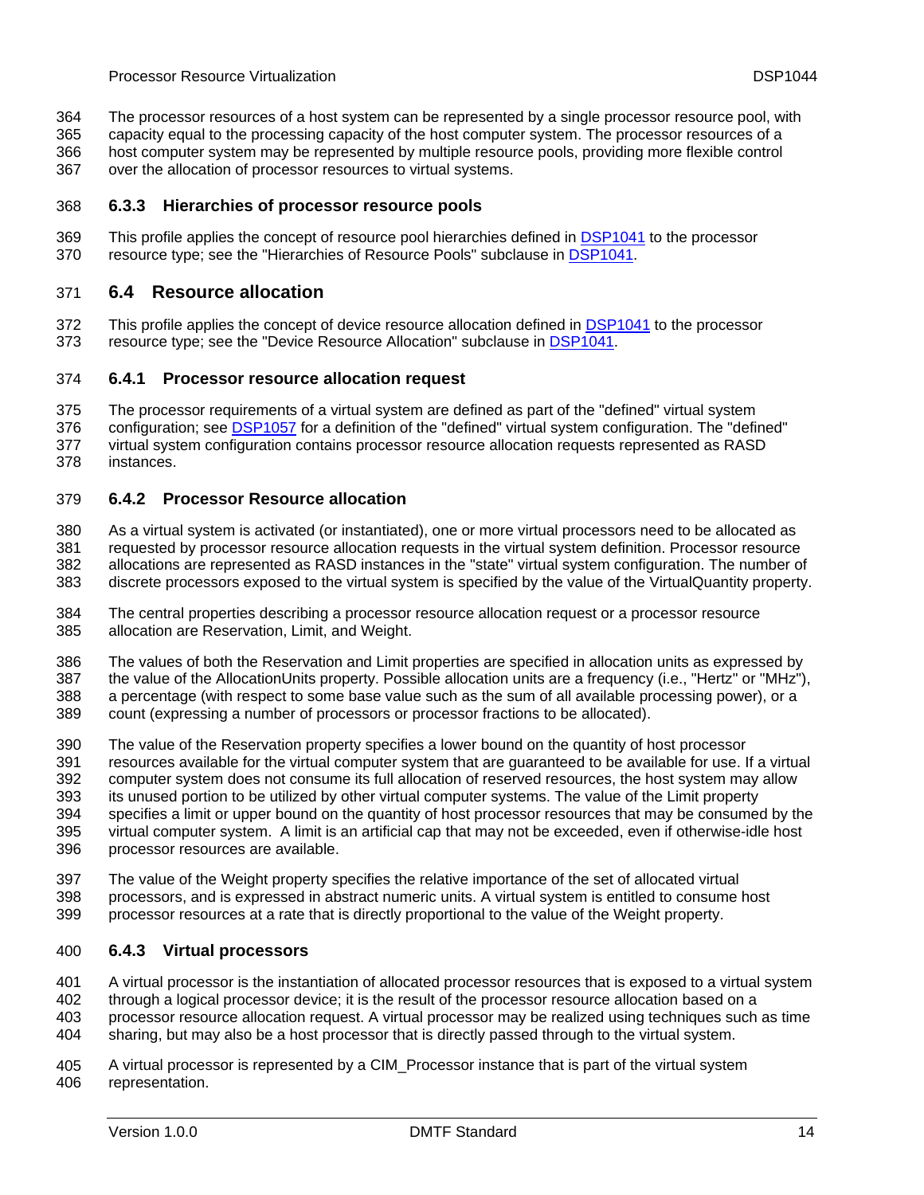The processor resources of a host system can be represented by a single processor resource pool, with capacity equal to the processing capacity of the host computer system. The processor resources of a host computer system may be represented by multiple resource pools, providing more flexible control over the allocation of processor resources to virtual systems.

### 6.3.3 Hierarchies of processor resource pools

This profile applies the concept of resource pool hierarchies defined in DSP1041 to the processor resource type; see the "Hierarchies of Resource Pools" subclause in DSP1041.

## 6.4 Resource allocation

This profile applies the concept of device resource allocation defined in DSP1041 to the processor resource type; see the "Device Resource Allocation" subclause in DSP1041.

### 6.4.1 Processor resource allocation request

The processor requirements of a virtual system are defined as part of the "defined" virtual system configuration; see DSP1057 for a definition of the "defined" virtual system configuration. The "defined" virtual system configuration contains processor resource allocation requests represented as RASD instances.

### 6.4.2 Processor Resource allocation

As a virtual system is activated (or instantiated), one or more virtual processors need to be allocated as requested by processor resource allocation requests in the virtual system definition. Processor resource allocations are represented as RASD instances in the "state" virtual system configuration. The number of discrete processors exposed to the virtual system is specified by the value of the VirtualQuantity property.

The central properties describing a processor resource allocation request or a processor resource allocation are Reservation, Limit, and Weight.

The values of both the Reservation and Limit properties are specified in allocation units as expressed by the value of the AllocationUnits property. Possible allocation units are a frequency (i.e., "Hertz" or "MHz"), a percentage (with respect to some base value such as the sum of all available processing power), or a count (expressing a number of processors or processor fractions to be allocated).

The value of the Reservation property specifies a lower bound on the quantity of host processor resources available for the virtual computer system that are guaranteed to be available for use. If a virtual computer system does not consume its full allocation of reserved resources, the host system may allow its unused portion to be utilized by other virtual computer systems. The value of the Limit property specifies a limit or upper bound on the quantity of host processor resources that may be consumed by the virtual computer system. A limit is an artificial cap that may not be exceeded, even if otherwise-idle host processor resources are available.

The value of the Weight property specifies the relative importance of the set of allocated virtual processors, and is expressed in abstract numeric units. A virtual system is entitled to consume host processor resources at a rate that is directly proportional to the value of the Weight property.

### 6.4.3 Virtual processors

A virtual processor is the instantiation of allocated processor resources that is exposed to a virtual system through a logical processor device; it is the result of the processor resource allocation based on a processor resource allocation request. A virtual processor may be realized using techniques such as time sharing, but may also be a host processor that is directly passed through to the virtual system.

A virtual processor is represented by a CIM_Processor instance that is part of the virtual system representation.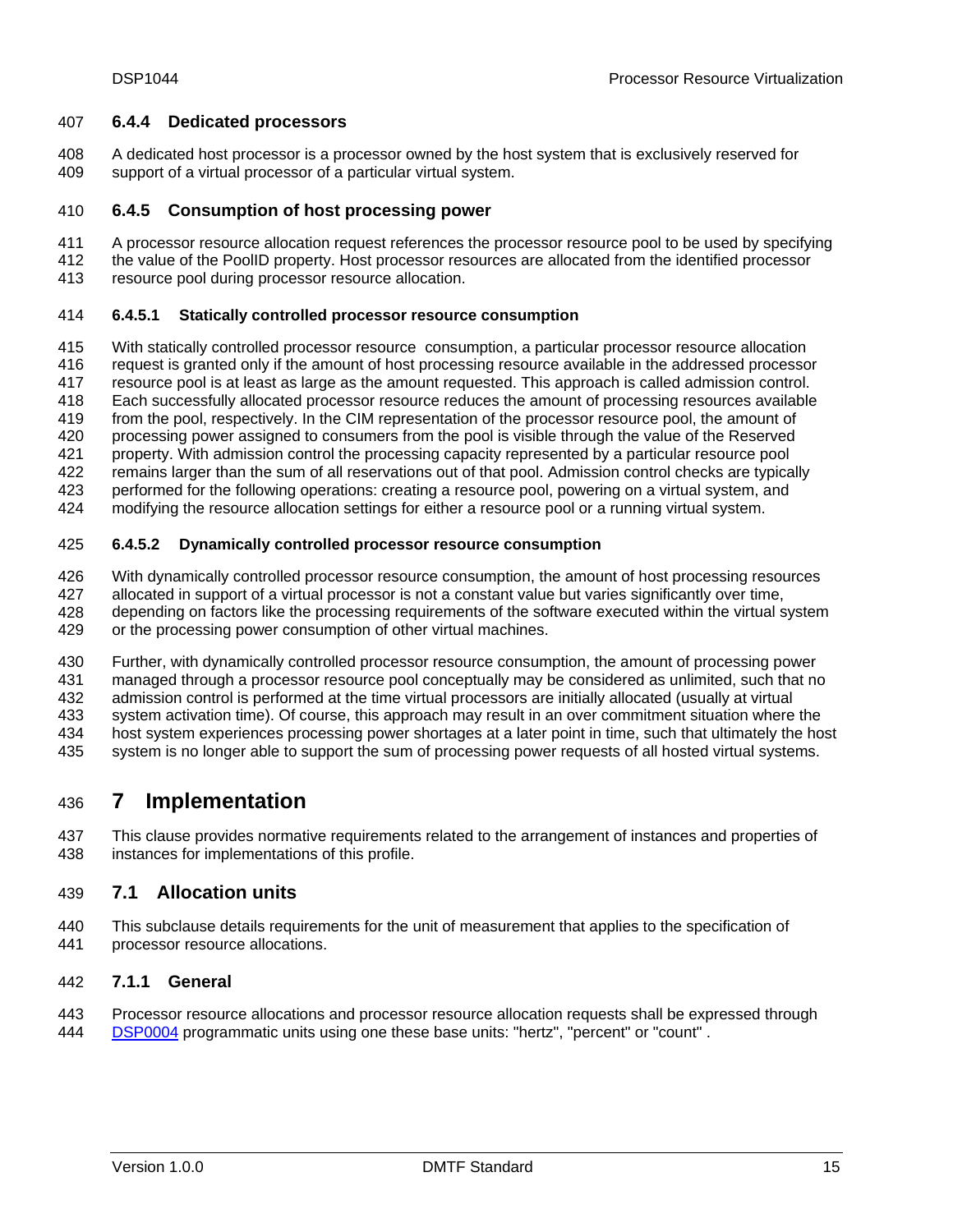### 6.4.4 Dedicated processors

A dedicated host processor is a processor owned by the host system that is exclusively reserved for support of a virtual processor of a particular virtual system.

### 6.4.5 Consumption of host processing power

A processor resource allocation request references the processor resource pool to be used by specifying the value of the PoolID property. Host processor resources are allocated from the identified processor resource pool during processor resource allocation.

#### 6.4.5.1 Statically controlled processor resource consumption

With statically controlled processor resource consumption, a particular processor resource allocation request is granted only if the amount of host processing resource available in the addressed processor resource pool is at least as large as the amount requested. This approach is called admission control. Each successfully allocated processor resource reduces the amount of processing resources available from the pool, respectively. In the CIM representation of the processor resource pool, the amount of processing power assigned to consumers from the pool is visible through the value of the Reserved property. With admission control the processing capacity represented by a particular resource pool remains larger than the sum of all reservations out of that pool. Admission control checks are typically performed for the following operations: creating a resource pool, powering on a virtual system, and modifying the resource allocation settings for either a resource pool or a running virtual system.

#### 6.4.5.2 Dynamically controlled processor resource consumption

With dynamically controlled processor resource consumption, the amount of host processing resources allocated in support of a virtual processor is not a constant value but varies significantly over time, depending on factors like the processing requirements of the software executed within the virtual system or the processing power consumption of other virtual machines.

Further, with dynamically controlled processor resource consumption, the amount of processing power managed through a processor resource pool conceptually may be considered as unlimited, such that no admission control is performed at the time virtual processors are initially allocated (usually at virtual system activation time). Of course, this approach may result in an over commitment situation where the host system experiences processing power shortages at a later point in time, such that ultimately the host system is no longer able to support the sum of processing power requests of all hosted virtual systems.

# 7 Implementation

This clause provides normative requirements related to the arrangement of instances and properties of instances for implementations of this profile.

## 7.1 Allocation units

This subclause details requirements for the unit of measurement that applies to the specification of processor resource allocations.

### 7.1.1 General

Processor resource allocations and processor resource allocation requests shall be expressed through DSP0004 programmatic units using one these base units: "hertz", "percent" or "count" .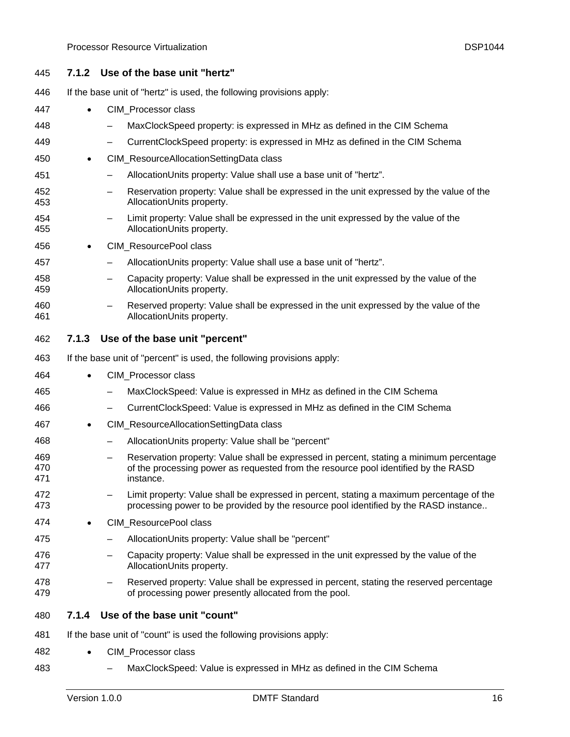#### 7.1.2 Use of the base unit "hertz"

If the base unit of "hertz" is used, the following provisions apply:

- CIM_Processor class
  - MaxClockSpeed property: is expressed in MHz as defined in the CIM Schema
  - CurrentClockSpeed property: is expressed in MHz as defined in the CIM Schema
- CIM_ResourceAllocationSettingData class
  - AllocationUnits property: Value shall use a base unit of "hertz".
  - Reservation property: Value shall be expressed in the unit expressed by the value of the AllocationUnits property.
  - Limit property: Value shall be expressed in the unit expressed by the value of the AllocationUnits property.
- CIM_ResourcePool class
  - AllocationUnits property: Value shall use a base unit of "hertz".
  - Capacity property: Value shall be expressed in the unit expressed by the value of the AllocationUnits property.
  - Reserved property: Value shall be expressed in the unit expressed by the value of the AllocationUnits property.

#### 7.1.3 Use of the base unit "percent"

If the base unit of "percent" is used, the following provisions apply:

- CIM_Processor class
  - MaxClockSpeed: Value is expressed in MHz as defined in the CIM Schema
  - CurrentClockSpeed: Value is expressed in MHz as defined in the CIM Schema
- CIM_ResourceAllocationSettingData class
  - AllocationUnits property: Value shall be "percent"
  - Reservation property: Value shall be expressed in percent, stating a minimum percentage of the processing power as requested from the resource pool identified by the RASD instance.
  - Limit property: Value shall be expressed in percent, stating a maximum percentage of the processing power to be provided by the resource pool identified by the RASD instance..
- CIM_ResourcePool class
  - AllocationUnits property: Value shall be "percent"
  - Capacity property: Value shall be expressed in the unit expressed by the value of the AllocationUnits property.
  - Reserved property: Value shall be expressed in percent, stating the reserved percentage of processing power presently allocated from the pool.

#### 7.1.4 Use of the base unit "count"

If the base unit of "count" is used the following provisions apply:

- CIM_Processor class
  - MaxClockSpeed: Value is expressed in MHz as defined in the CIM Schema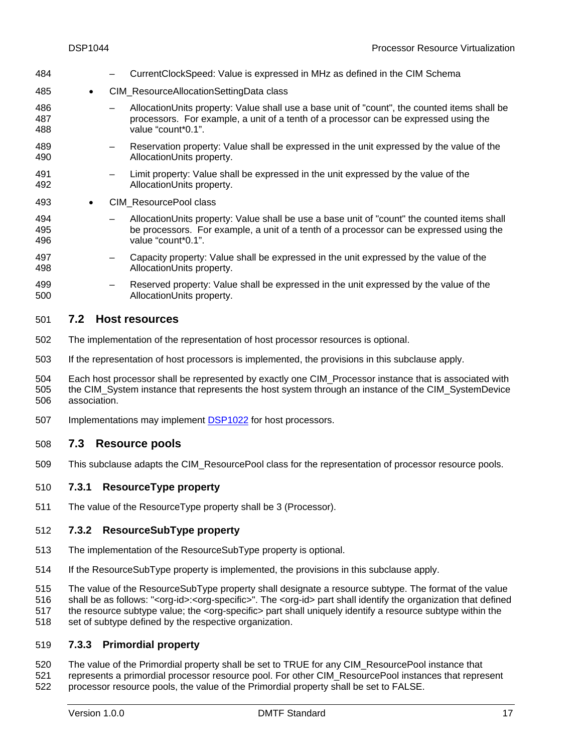- CurrentClockSpeed: Value is expressed in MHz as defined in the CIM Schema

- CIM_ResourceAllocationSettingData class
  - AllocationUnits property: Value shall use a base unit of "count", the counted items shall be processors. For example, a unit of a tenth of a processor can be expressed using the value “count*0.1”.
  - Reservation property: Value shall be expressed in the unit expressed by the value of the AllocationUnits property.
  - Limit property: Value shall be expressed in the unit expressed by the value of the AllocationUnits property.
- CIM_ResourcePool class
  - AllocationUnits property: Value shall be use a base unit of "count" the counted items shall be processors. For example, a unit of a tenth of a processor can be expressed using the value “count*0.1”.
  - Capacity property: Value shall be expressed in the unit expressed by the value of the AllocationUnits property.
  - Reserved property: Value shall be expressed in the unit expressed by the value of the AllocationUnits property.

## 7.2 Host resources

The implementation of the representation of host processor resources is optional.

If the representation of host processors is implemented, the provisions in this subclause apply.

Each host processor shall be represented by exactly one CIM_Processor instance that is associated with the CIM_System instance that represents the host system through an instance of the CIM_SystemDevice association.

Implementations may implement DSP1022 for host processors.

## 7.3 Resource pools

This subclause adapts the CIM_ResourcePool class for the representation of processor resource pools.

### 7.3.1 ResourceType property

The value of the ResourceType property shall be 3 (Processor).

### 7.3.2 ResourceSubType property

The implementation of the ResourceSubType property is optional.

If the ResourceSubType property is implemented, the provisions in this subclause apply.

The value of the ResourceSubType property shall designate a resource subtype. The format of the value shall be as follows: "<org-id>:<org-specific>". The <org-id> part shall identify the organization that defined the resource subtype value; the <org-specific> part shall uniquely identify a resource subtype within the set of subtype defined by the respective organization.

### 7.3.3 Primordial property

The value of the Primordial property shall be set to TRUE for any CIM_ResourcePool instance that represents a primordial processor resource pool. For other CIM_ResourcePool instances that represent processor resource pools, the value of the Primordial property shall be set to FALSE.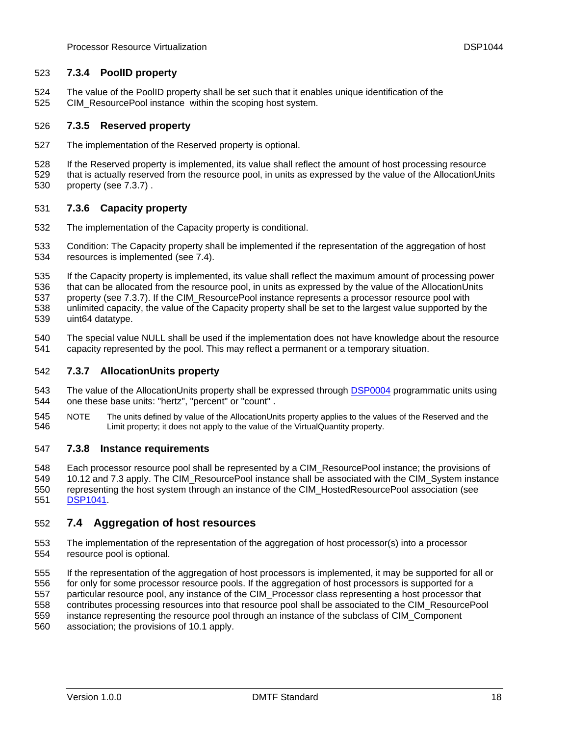### 7.3.4 PoolID property

The value of the PoolID property shall be set such that it enables unique identification of the CIM_ResourcePool instance within the scoping host system.

### 7.3.5 Reserved property

The implementation of the Reserved property is optional.

If the Reserved property is implemented, its value shall reflect the amount of host processing resource that is actually reserved from the resource pool, in units as expressed by the value of the AllocationUnits property (see 7.3.7) .

### 7.3.6 Capacity property

The implementation of the Capacity property is conditional.

Condition: The Capacity property shall be implemented if the representation of the aggregation of host resources is implemented (see 7.4).

If the Capacity property is implemented, its value shall reflect the maximum amount of processing power that can be allocated from the resource pool, in units as expressed by the value of the AllocationUnits property (see 7.3.7). If the CIM_ResourcePool instance represents a processor resource pool with unlimited capacity, the value of the Capacity property shall be set to the largest value supported by the uint64 datatype.

The special value NULL shall be used if the implementation does not have knowledge about the resource capacity represented by the pool. This may reflect a permanent or a temporary situation.

### 7.3.7 AllocationUnits property

The value of the AllocationUnits property shall be expressed through DSP0004 programmatic units using one these base units: "hertz", "percent" or "count" .

NOTE The units defined by value of the AllocationUnits property applies to the values of the Reserved and the Limit property; it does not apply to the value of the VirtualQuantity property.

### 7.3.8 Instance requirements

Each processor resource pool shall be represented by a CIM_ResourcePool instance; the provisions of 10.12 and 7.3 apply. The CIM_ResourcePool instance shall be associated with the CIM_System instance representing the host system through an instance of the CIM_HostedResourcePool association (see DSP1041.

## 7.4 Aggregation of host resources

The implementation of the representation of the aggregation of host processor(s) into a processor resource pool is optional.

If the representation of the aggregation of host processors is implemented, it may be supported for all or for only for some processor resource pools. If the aggregation of host processors is supported for a particular resource pool, any instance of the CIM_Processor class representing a host processor that contributes processing resources into that resource pool shall be associated to the CIM_ResourcePool instance representing the resource pool through an instance of the subclass of CIM_Component association; the provisions of 10.1 apply.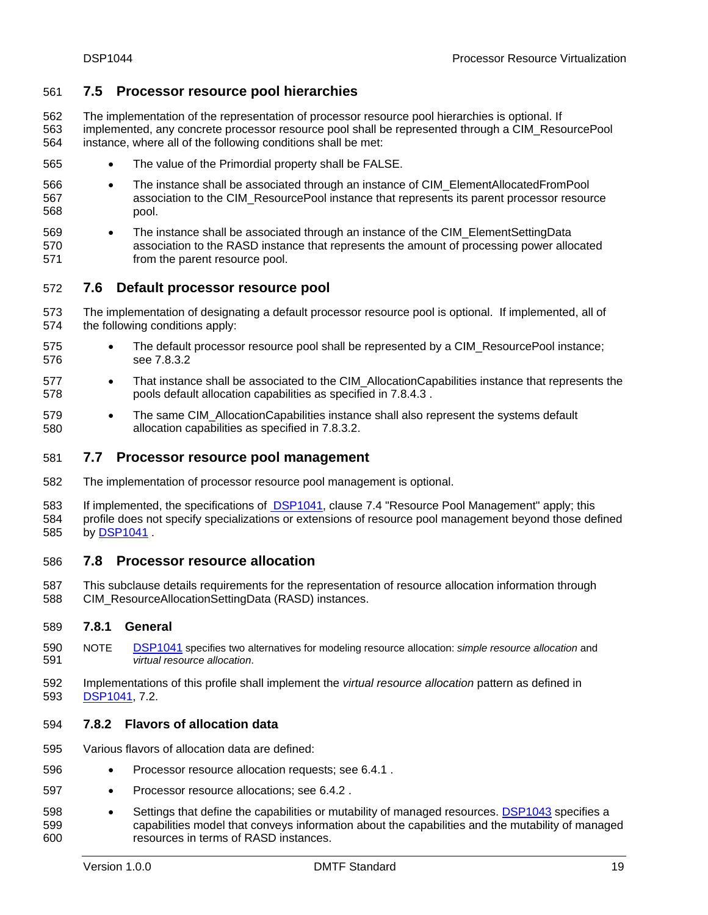## 7.5 Processor resource pool hierarchies

The implementation of the representation of processor resource pool hierarchies is optional. If implemented, any concrete processor resource pool shall be represented through a CIM_ResourcePool instance, where all of the following conditions shall be met:

- The value of the Primordial property shall be FALSE.
- The instance shall be associated through an instance of CIM_ElementAllocatedFromPool association to the CIM_ResourcePool instance that represents its parent processor resource pool.
- The instance shall be associated through an instance of the CIM_ElementSettingData association to the RASD instance that represents the amount of processing power allocated from the parent resource pool.

## 7.6 Default processor resource pool

The implementation of designating a default processor resource pool is optional. If implemented, all of the following conditions apply:

- The default processor resource pool shall be represented by a CIM_ResourcePool instance; see 7.8.3.2
- That instance shall be associated to the CIM_AllocationCapabilities instance that represents the pools default allocation capabilities as specified in 7.8.4.3 .
- The same CIM_AllocationCapabilities instance shall also represent the systems default allocation capabilities as specified in 7.8.3.2.

## 7.7 Processor resource pool management

The implementation of processor resource pool management is optional.

If implemented, the specifications of DSP1041, clause 7.4 "Resource Pool Management" apply; this profile does not specify specializations or extensions of resource pool management beyond those defined by DSP1041 .

## 7.8 Processor resource allocation

This subclause details requirements for the representation of resource allocation information through CIM_ResourceAllocationSettingData (RASD) instances.

### 7.8.1 General

NOTE DSP1041 specifies two alternatives for modeling resource allocation: *simple resource allocation* and *virtual resource allocation*.

Implementations of this profile shall implement the *virtual resource allocation* pattern as defined in DSP1041, 7.2.

### 7.8.2 Flavors of allocation data

Various flavors of allocation data are defined:

- Processor resource allocation requests; see 6.4.1 .
- Processor resource allocations; see 6.4.2 .
- Settings that define the capabilities or mutability of managed resources. DSP1043 specifies a capabilities model that conveys information about the capabilities and the mutability of managed resources in terms of RASD instances.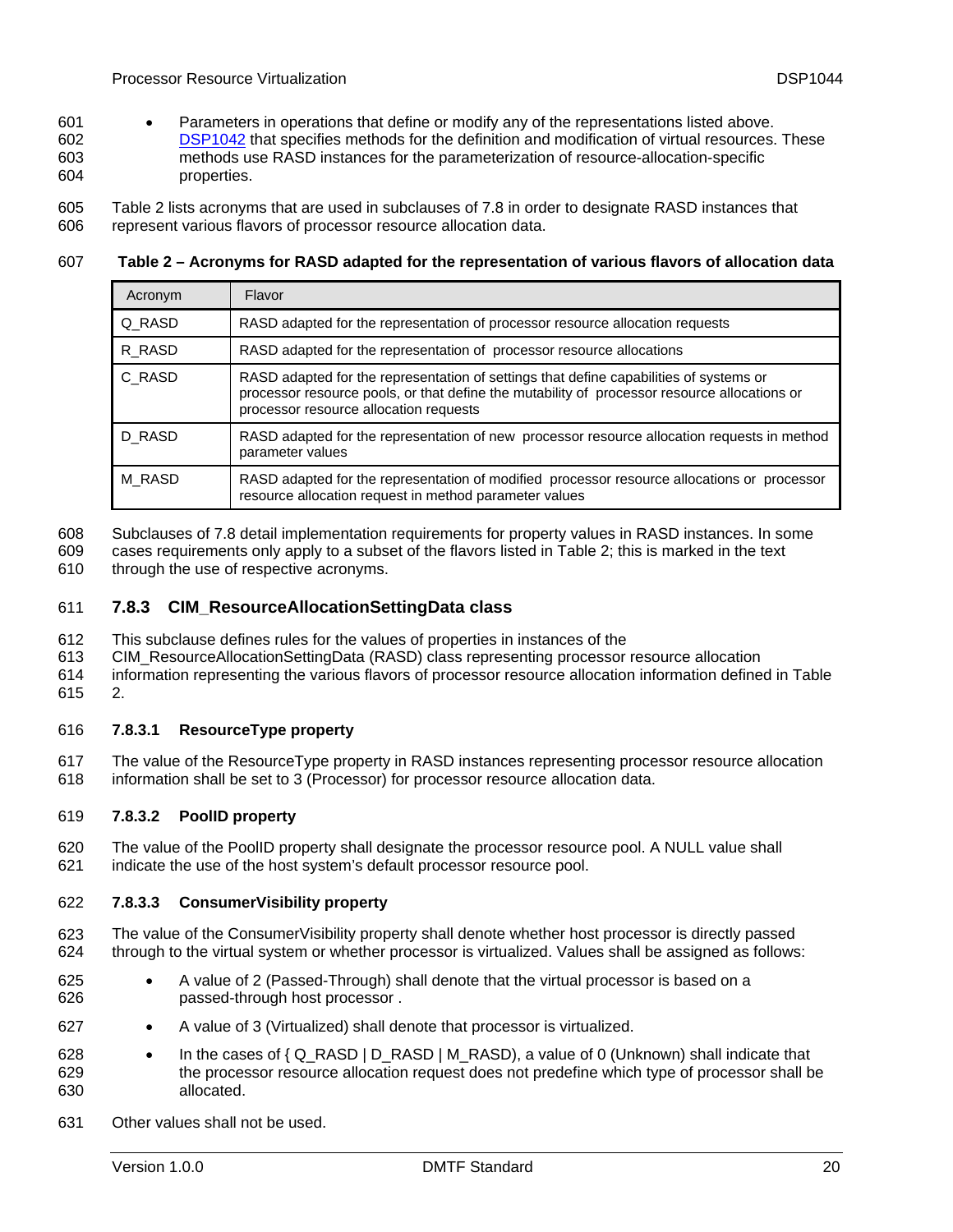- Parameters in operations that define or modify any of the representations listed above. DSP1042 that specifies methods for the definition and modification of virtual resources. These methods use RASD instances for the parameterization of resource-allocation-specific properties.

Table 2 lists acronyms that are used in subclauses of 7.8 in order to designate RASD instances that represent various flavors of processor resource allocation data.

**Table 2 – Acronyms for RASD adapted for the representation of various flavors of allocation data**

| Acronym | Flavor |
| --- | --- |
| Q_RASD | RASD adapted for the representation of processor resource allocation requests |
| R_RASD | RASD adapted for the representation of processor resource allocations |
| C_RASD | RASD adapted for the representation of settings that define capabilities of systems or processor resource pools, or that define the mutability of processor resource allocations or processor resource allocation requests |
| D_RASD | RASD adapted for the representation of new processor resource allocation requests in method parameter values |
| M_RASD | RASD adapted for the representation of modified processor resource allocations or processor resource allocation request in method parameter values |

Subclauses of 7.8 detail implementation requirements for property values in RASD instances. In some cases requirements only apply to a subset of the flavors listed in Table 2; this is marked in the text through the use of respective acronyms.

### 7.8.3 CIM_ResourceAllocationSettingData class

This subclause defines rules for the values of properties in instances of the CIM_ResourceAllocationSettingData (RASD) class representing processor resource allocation information representing the various flavors of processor resource allocation information defined in Table 2.

#### 7.8.3.1 ResourceType property

The value of the ResourceType property in RASD instances representing processor resource allocation information shall be set to 3 (Processor) for processor resource allocation data.

#### 7.8.3.2 PoolID property

The value of the PoolID property shall designate the processor resource pool. A NULL value shall indicate the use of the host system's default processor resource pool.

#### 7.8.3.3 ConsumerVisibility property

The value of the ConsumerVisibility property shall denote whether host processor is directly passed through to the virtual system or whether processor is virtualized. Values shall be assigned as follows:

- A value of 2 (Passed-Through) shall denote that the virtual processor is based on a passed-through host processor .
- A value of 3 (Virtualized) shall denote that processor is virtualized.
- In the cases of { Q_RASD | D_RASD | M_RASD), a value of 0 (Unknown) shall indicate that the processor resource allocation request does not predefine which type of processor shall be allocated.

Other values shall not be used.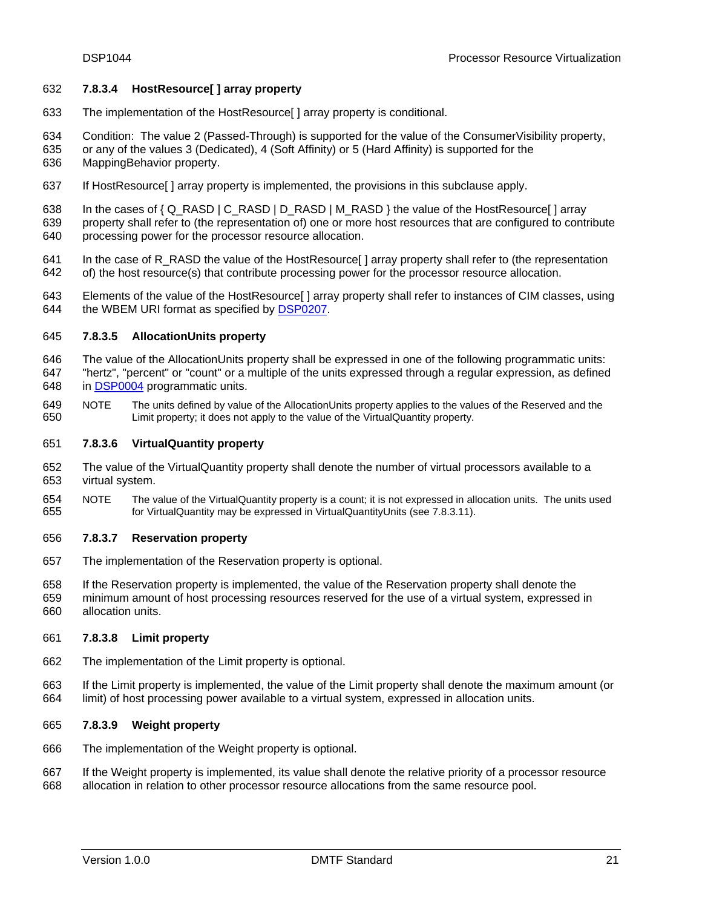#### 7.8.3.4 HostResource[ ] array property

The implementation of the HostResource[ ] array property is conditional.

Condition: The value 2 (Passed-Through) is supported for the value of the ConsumerVisibility property, or any of the values 3 (Dedicated), 4 (Soft Affinity) or 5 (Hard Affinity) is supported for the MappingBehavior property.

If HostResource[ ] array property is implemented, the provisions in this subclause apply.

In the cases of { Q_RASD | C_RASD | D_RASD | M_RASD } the value of the HostResource[ ] array property shall refer to (the representation of) one or more host resources that are configured to contribute processing power for the processor resource allocation.

In the case of R_RASD the value of the HostResource[ ] array property shall refer to (the representation of) the host resource(s) that contribute processing power for the processor resource allocation.

Elements of the value of the HostResource[ ] array property shall refer to instances of CIM classes, using the WBEM URI format as specified by DSP0207.

#### 7.8.3.5 AllocationUnits property

The value of the AllocationUnits property shall be expressed in one of the following programmatic units: "hertz", "percent" or "count" or a multiple of the units expressed through a regular expression, as defined in DSP0004 programmatic units.

NOTE The units defined by value of the AllocationUnits property applies to the values of the Reserved and the Limit property; it does not apply to the value of the VirtualQuantity property.

#### 7.8.3.6 VirtualQuantity property

The value of the VirtualQuantity property shall denote the number of virtual processors available to a virtual system.

NOTE The value of the VirtualQuantity property is a count; it is not expressed in allocation units. The units used for VirtualQuantity may be expressed in VirtualQuantityUnits (see 7.8.3.11).

#### 7.8.3.7 Reservation property

The implementation of the Reservation property is optional.

If the Reservation property is implemented, the value of the Reservation property shall denote the minimum amount of host processing resources reserved for the use of a virtual system, expressed in allocation units.

#### 7.8.3.8 Limit property

The implementation of the Limit property is optional.

If the Limit property is implemented, the value of the Limit property shall denote the maximum amount (or limit) of host processing power available to a virtual system, expressed in allocation units.

#### 7.8.3.9 Weight property

The implementation of the Weight property is optional.

If the Weight property is implemented, its value shall denote the relative priority of a processor resource allocation in relation to other processor resource allocations from the same resource pool.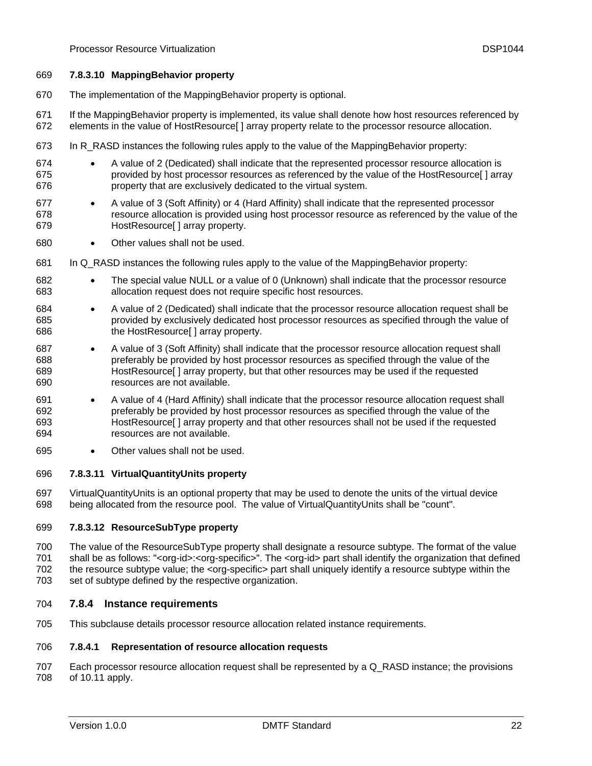#### 7.8.3.10 MappingBehavior property

The implementation of the MappingBehavior property is optional.

If the MappingBehavior property is implemented, its value shall denote how host resources referenced by elements in the value of HostResource[ ] array property relate to the processor resource allocation.

In R_RASD instances the following rules apply to the value of the MappingBehavior property:

- A value of 2 (Dedicated) shall indicate that the represented processor resource allocation is provided by host processor resources as referenced by the value of the HostResource[ ] array property that are exclusively dedicated to the virtual system.
- A value of 3 (Soft Affinity) or 4 (Hard Affinity) shall indicate that the represented processor resource allocation is provided using host processor resource as referenced by the value of the HostResource[ ] array property.
- Other values shall not be used.

In Q_RASD instances the following rules apply to the value of the MappingBehavior property:

- The special value NULL or a value of 0 (Unknown) shall indicate that the processor resource allocation request does not require specific host resources.
- A value of 2 (Dedicated) shall indicate that the processor resource allocation request shall be provided by exclusively dedicated host processor resources as specified through the value of the HostResource[ ] array property.
- A value of 3 (Soft Affinity) shall indicate that the processor resource allocation request shall preferably be provided by host processor resources as specified through the value of the HostResource[ ] array property, but that other resources may be used if the requested resources are not available.
- A value of 4 (Hard Affinity) shall indicate that the processor resource allocation request shall preferably be provided by host processor resources as specified through the value of the HostResource[ ] array property and that other resources shall not be used if the requested resources are not available.
- Other values shall not be used.

#### 7.8.3.11 VirtualQuantityUnits property

VirtualQuantityUnits is an optional property that may be used to denote the units of the virtual device being allocated from the resource pool. The value of VirtualQuantityUnits shall be "count".

#### 7.8.3.12 ResourceSubType property

The value of the ResourceSubType property shall designate a resource subtype. The format of the value shall be as follows: "<org-id>:<org-specific>". The <org-id> part shall identify the organization that defined the resource subtype value; the <org-specific> part shall uniquely identify a resource subtype within the set of subtype defined by the respective organization.

### 7.8.4 Instance requirements

This subclause details processor resource allocation related instance requirements.

#### 7.8.4.1 Representation of resource allocation requests

Each processor resource allocation request shall be represented by a Q_RASD instance; the provisions of 10.11 apply.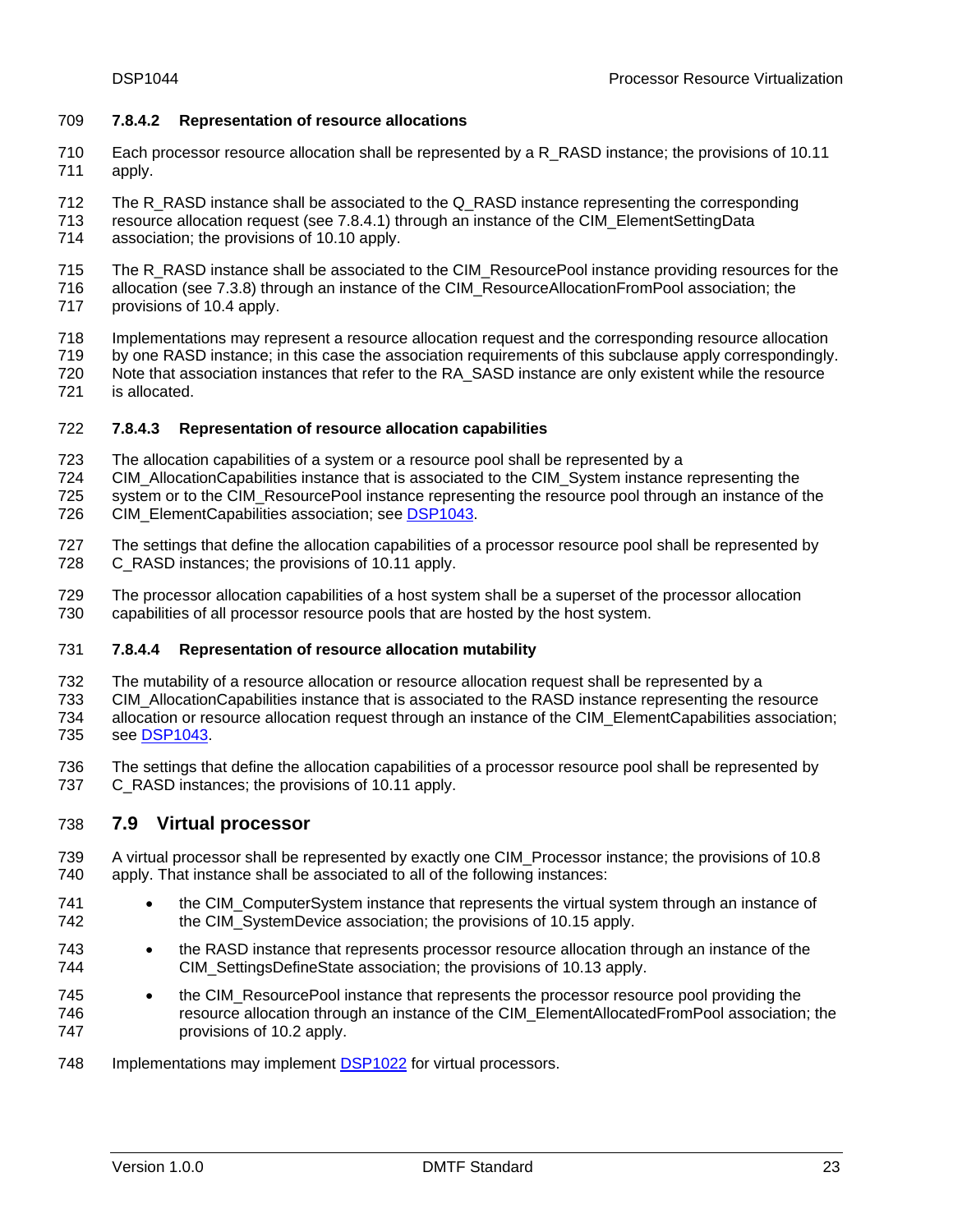#### 7.8.4.2 Representation of resource allocations

Each processor resource allocation shall be represented by a R_RASD instance; the provisions of 10.11 apply.

The R_RASD instance shall be associated to the Q_RASD instance representing the corresponding resource allocation request (see 7.8.4.1) through an instance of the CIM_ElementSettingData association; the provisions of 10.10 apply.

The R_RASD instance shall be associated to the CIM_ResourcePool instance providing resources for the allocation (see 7.3.8) through an instance of the CIM_ResourceAllocationFromPool association; the provisions of 10.4 apply.

Implementations may represent a resource allocation request and the corresponding resource allocation by one RASD instance; in this case the association requirements of this subclause apply correspondingly. Note that association instances that refer to the RA_SASD instance are only existent while the resource is allocated.

#### 7.8.4.3 Representation of resource allocation capabilities

The allocation capabilities of a system or a resource pool shall be represented by a CIM_AllocationCapabilities instance that is associated to the CIM_System instance representing the system or to the CIM_ResourcePool instance representing the resource pool through an instance of the CIM_ElementCapabilities association; see DSP1043.

The settings that define the allocation capabilities of a processor resource pool shall be represented by C_RASD instances; the provisions of 10.11 apply.

The processor allocation capabilities of a host system shall be a superset of the processor allocation capabilities of all processor resource pools that are hosted by the host system.

#### 7.8.4.4 Representation of resource allocation mutability

The mutability of a resource allocation or resource allocation request shall be represented by a CIM_AllocationCapabilities instance that is associated to the RASD instance representing the resource allocation or resource allocation request through an instance of the CIM_ElementCapabilities association; see DSP1043.

The settings that define the allocation capabilities of a processor resource pool shall be represented by C_RASD instances; the provisions of 10.11 apply.

## 7.9 Virtual processor

A virtual processor shall be represented by exactly one CIM_Processor instance; the provisions of 10.8 apply. That instance shall be associated to all of the following instances:

- the CIM_ComputerSystem instance that represents the virtual system through an instance of the CIM_SystemDevice association; the provisions of 10.15 apply.
- the RASD instance that represents processor resource allocation through an instance of the CIM_SettingsDefineState association; the provisions of 10.13 apply.
- the CIM_ResourcePool instance that represents the processor resource pool providing the resource allocation through an instance of the CIM_ElementAllocatedFromPool association; the provisions of 10.2 apply.

Implementations may implement DSP1022 for virtual processors.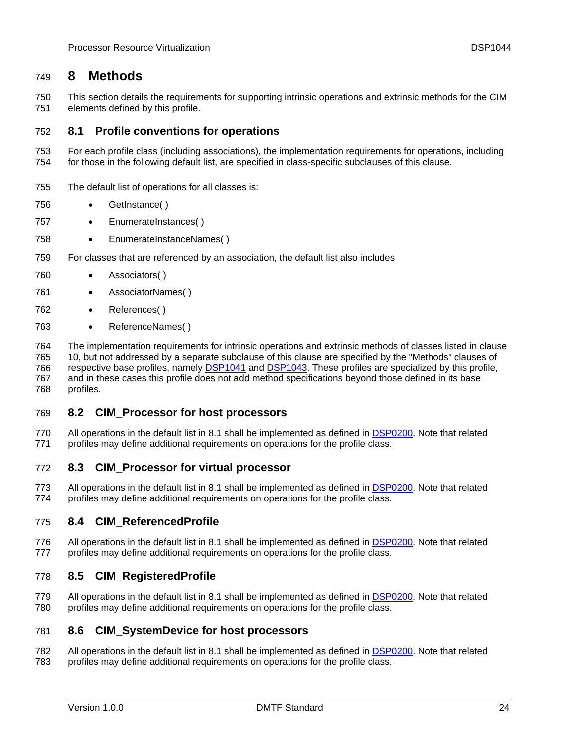# 8 Methods

This section details the requirements for supporting intrinsic operations and extrinsic methods for the CIM elements defined by this profile.

## 8.1 Profile conventions for operations

For each profile class (including associations), the implementation requirements for operations, including for those in the following default list, are specified in class-specific subclauses of this clause.

The default list of operations for all classes is:

- GetInstance( )
- EnumerateInstances( )
- EnumerateInstanceNames( )

For classes that are referenced by an association, the default list also includes

- Associators( )
- AssociatorNames( )
- References( )
- ReferenceNames( )

The implementation requirements for intrinsic operations and extrinsic methods of classes listed in clause 10, but not addressed by a separate subclause of this clause are specified by the "Methods" clauses of respective base profiles, namely DSP1041 and DSP1043. These profiles are specialized by this profile, and in these cases this profile does not add method specifications beyond those defined in its base profiles.

## 8.2 CIM_Processor for host processors

All operations in the default list in 8.1 shall be implemented as defined in DSP0200. Note that related profiles may define additional requirements on operations for the profile class.

## 8.3 CIM_Processor for virtual processor

All operations in the default list in 8.1 shall be implemented as defined in DSP0200. Note that related profiles may define additional requirements on operations for the profile class.

## 8.4 CIM_ReferencedProfile

All operations in the default list in 8.1 shall be implemented as defined in DSP0200. Note that related profiles may define additional requirements on operations for the profile class.

## 8.5 CIM_RegisteredProfile

All operations in the default list in 8.1 shall be implemented as defined in DSP0200. Note that related profiles may define additional requirements on operations for the profile class.

## 8.6 CIM_SystemDevice for host processors

All operations in the default list in 8.1 shall be implemented as defined in DSP0200. Note that related profiles may define additional requirements on operations for the profile class.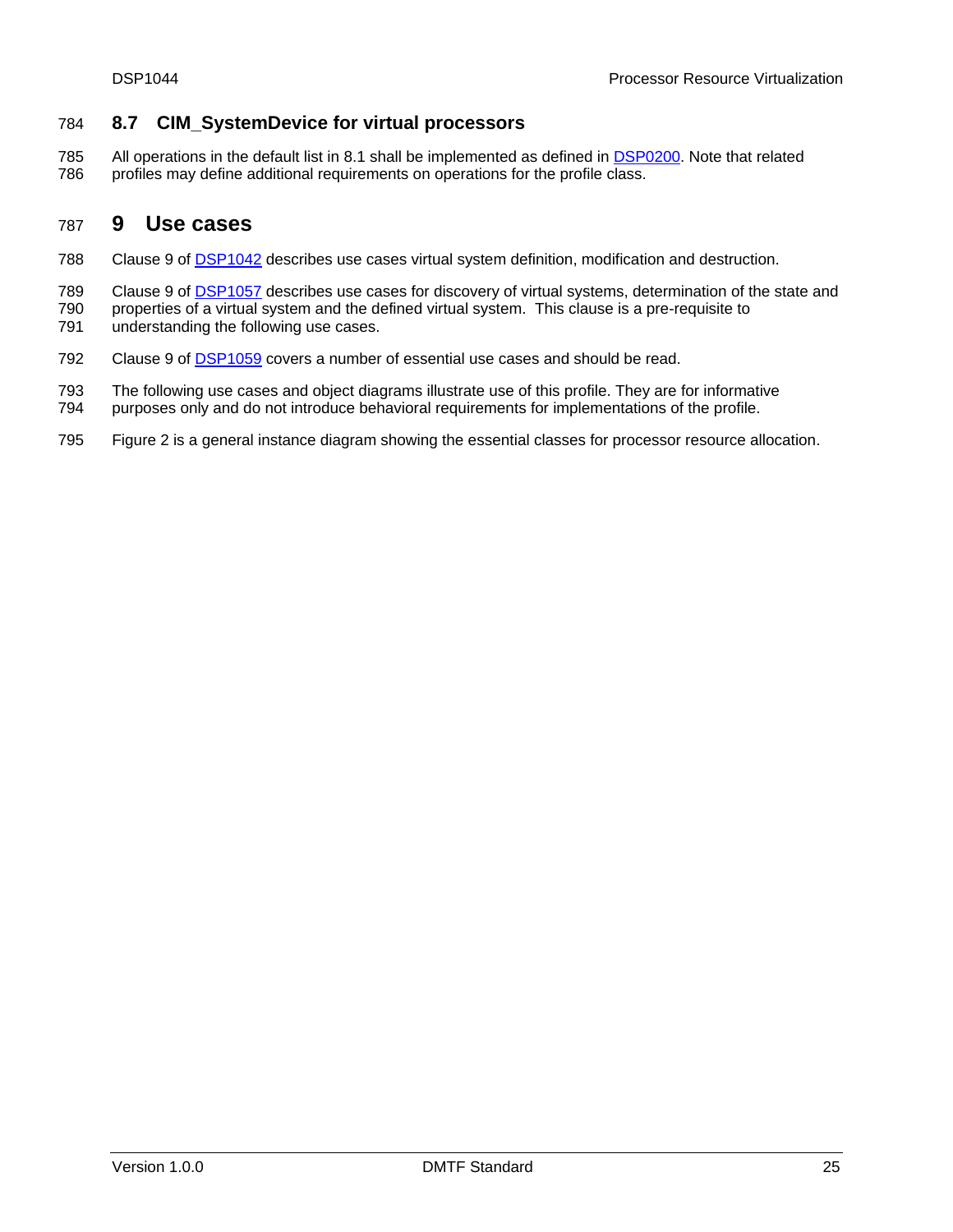### 8.7 CIM_SystemDevice for virtual processors

All operations in the default list in 8.1 shall be implemented as defined in DSP0200. Note that related profiles may define additional requirements on operations for the profile class.

## 9 Use cases

Clause 9 of DSP1042 describes use cases virtual system definition, modification and destruction.

Clause 9 of DSP1057 describes use cases for discovery of virtual systems, determination of the state and properties of a virtual system and the defined virtual system. This clause is a pre-requisite to understanding the following use cases.

Clause 9 of DSP1059 covers a number of essential use cases and should be read.

The following use cases and object diagrams illustrate use of this profile. They are for informative purposes only and do not introduce behavioral requirements for implementations of the profile.

Figure 2 is a general instance diagram showing the essential classes for processor resource allocation.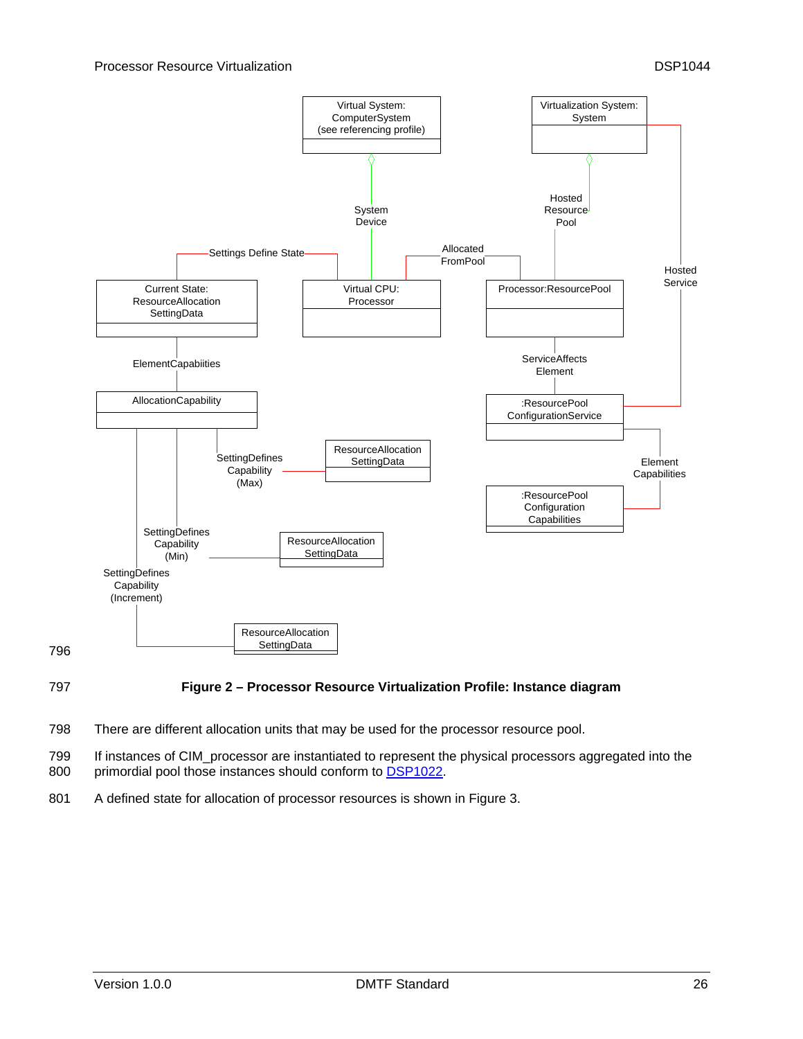Figure 2 – Processor Resource Virtualization Profile: Instance diagram

There are different allocation units that may be used for the processor resource pool.

If instances of CIM_processor are instantiated to represent the physical processors aggregated into the primordial pool those instances should conform to DSP1022.

A defined state for allocation of processor resources is shown in Figure 3.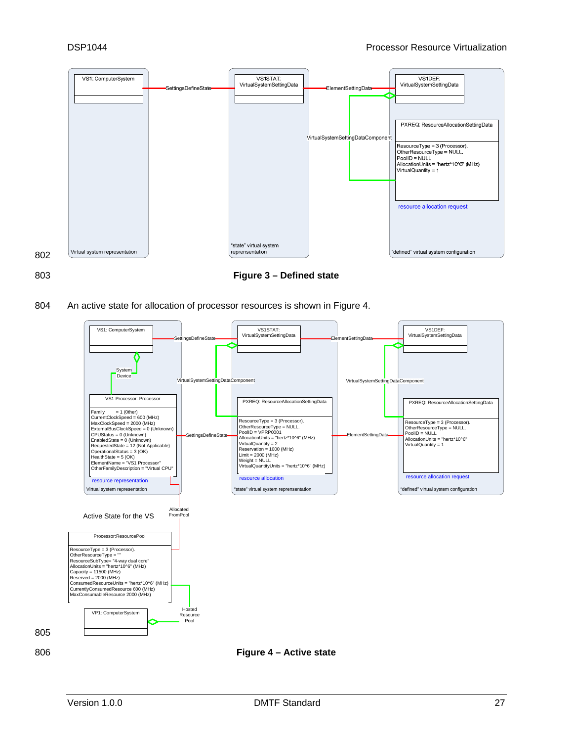Figure 3 – Defined state

An active state for allocation of processor resources is shown in Figure 4.

Figure 4 – Active state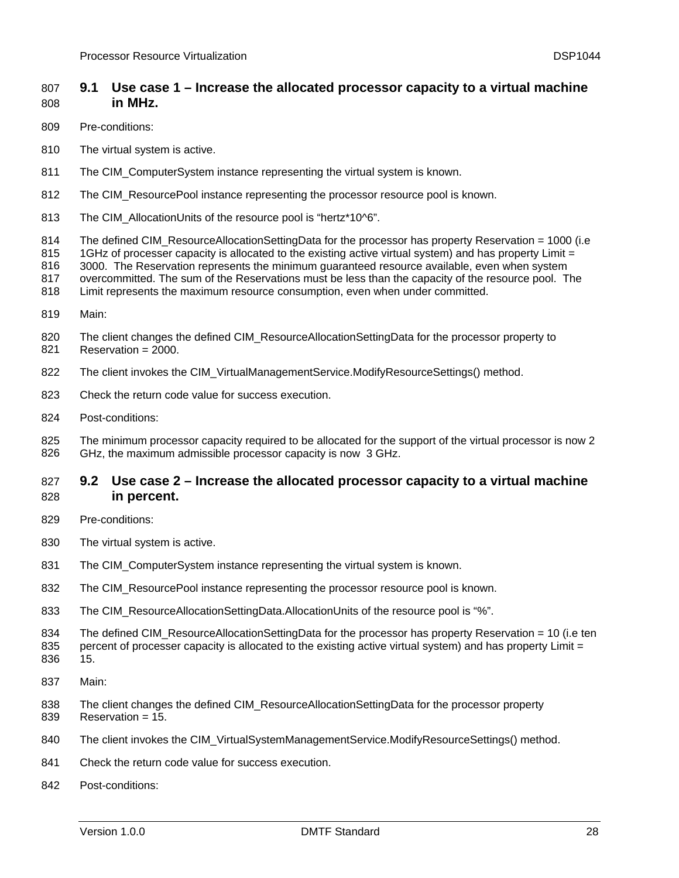## 9.1 Use case 1 – Increase the allocated processor capacity to a virtual machine in MHz.

Pre-conditions:

The virtual system is active.

The CIM_ComputerSystem instance representing the virtual system is known.

The CIM_ResourcePool instance representing the processor resource pool is known.

The CIM_AllocationUnits of the resource pool is “hertz*10^6”.

The defined CIM_ResourceAllocationSettingData for the processor has property Reservation = 1000 (i.e 1GHz of processer capacity is allocated to the existing active virtual system) and has property Limit = 3000. The Reservation represents the minimum guaranteed resource available, even when system overcommitted. The sum of the Reservations must be less than the capacity of the resource pool. The Limit represents the maximum resource consumption, even when under committed.

Main:

The client changes the defined CIM_ResourceAllocationSettingData for the processor property to Reservation = 2000.

The client invokes the CIM_VirtualManagementService.ModifyResourceSettings() method.

Check the return code value for success execution.

Post-conditions:

The minimum processor capacity required to be allocated for the support of the virtual processor is now 2 GHz, the maximum admissible processor capacity is now 3 GHz.

## 9.2 Use case 2 – Increase the allocated processor capacity to a virtual machine in percent.

Pre-conditions:

The virtual system is active.

The CIM_ComputerSystem instance representing the virtual system is known.

The CIM_ResourcePool instance representing the processor resource pool is known.

The CIM_ResourceAllocationSettingData.AllocationUnits of the resource pool is “%”.

The defined CIM_ResourceAllocationSettingData for the processor has property Reservation = 10 (i.e ten percent of processer capacity is allocated to the existing active virtual system) and has property Limit = 15.

Main:

The client changes the defined CIM_ResourceAllocationSettingData for the processor property Reservation = 15.

The client invokes the CIM_VirtualSystemManagementService.ModifyResourceSettings() method.

Check the return code value for success execution.

Post-conditions: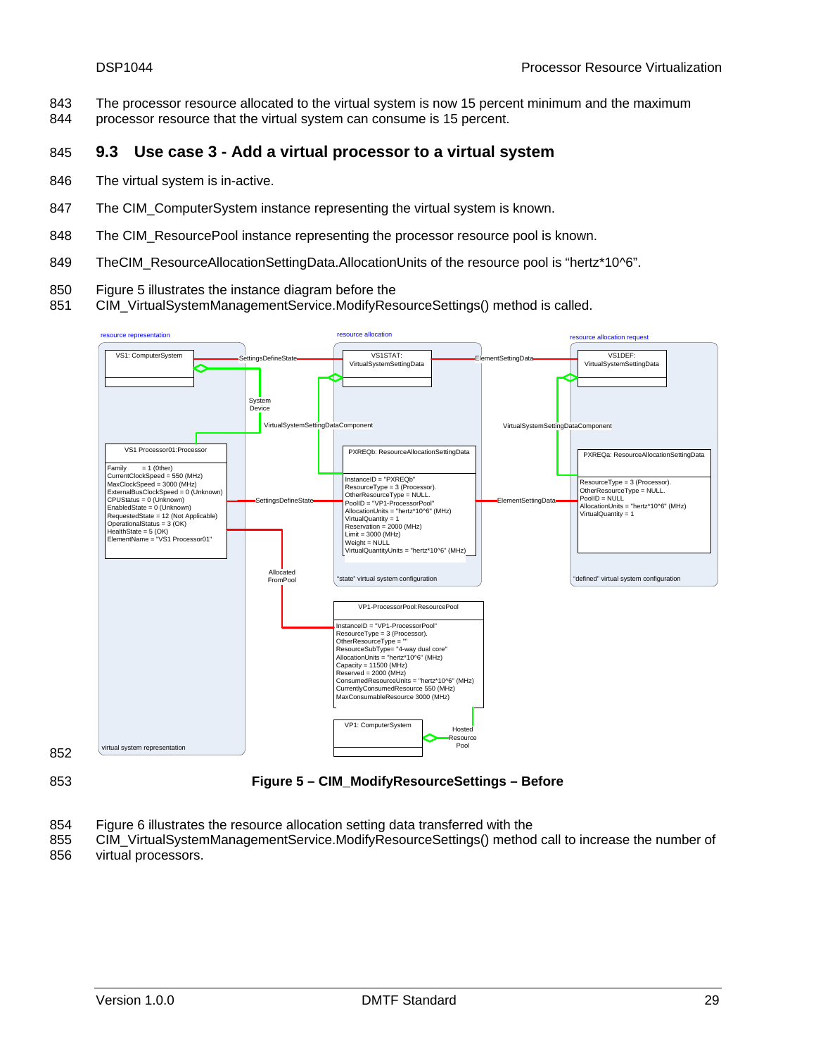The processor resource allocated to the virtual system is now 15 percent minimum and the maximum processor resource that the virtual system can consume is 15 percent.

## 9.3 Use case 3 - Add a virtual processor to a virtual system

The virtual system is in-active.

The CIM_ComputerSystem instance representing the virtual system is known.

The CIM_ResourcePool instance representing the processor resource pool is known.

TheCIM_ResourceAllocationSettingData.AllocationUnits of the resource pool is "hertz*10^6".

Figure 5 illustrates the instance diagram before the CIM_VirtualSystemManagementService.ModifyResourceSettings() method is called.

**Figure 5 – CIM_ModifyResourceSettings – Before**

Figure 6 illustrates the resource allocation setting data transferred with the CIM_VirtualSystemManagementService.ModifyResourceSettings() method call to increase the number of virtual processors.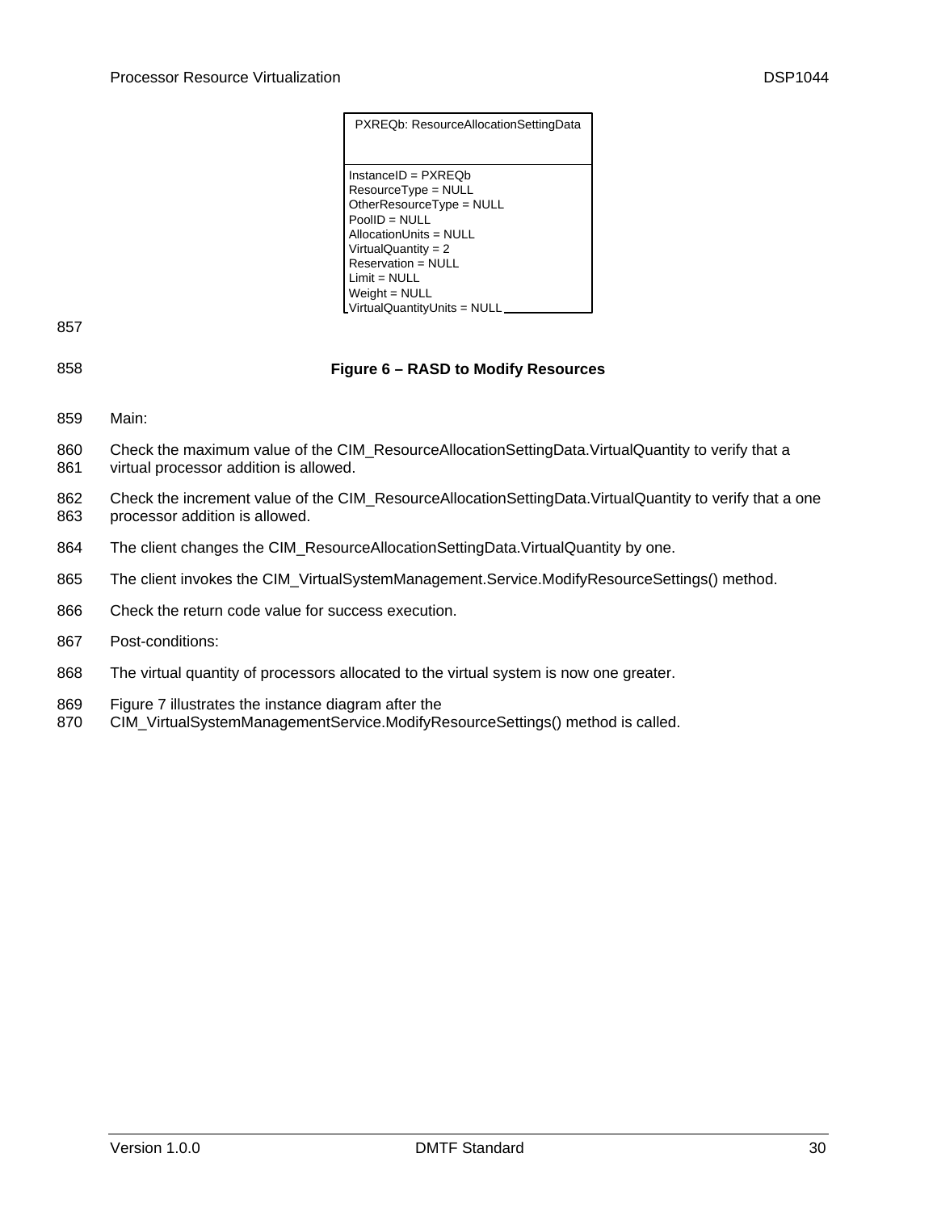```
PXREQb: ResourceAllocationSettingData
-------------------------------------
InstanceID = PXREQb
ResourceType = NULL
OtherResourceType = NULL
PoolID = NULL
AllocationUnits = NULL
VirtualQuantity = 2
Reservation = NULL
Limit = NULL
Weight = NULL
VirtualQuantityUnits = NULL
```

**Figure 6 – RASD to Modify Resources**

Main:

Check the maximum value of the CIM_ResourceAllocationSettingData.VirtualQuantity to verify that a virtual processor addition is allowed.

Check the increment value of the CIM_ResourceAllocationSettingData.VirtualQuantity to verify that a one processor addition is allowed.

The client changes the CIM_ResourceAllocationSettingData.VirtualQuantity by one.

The client invokes the CIM_VirtualSystemManagement.Service.ModifyResourceSettings() method.

Check the return code value for success execution.

Post-conditions:

The virtual quantity of processors allocated to the virtual system is now one greater.

Figure 7 illustrates the instance diagram after the CIM_VirtualSystemManagementService.ModifyResourceSettings() method is called.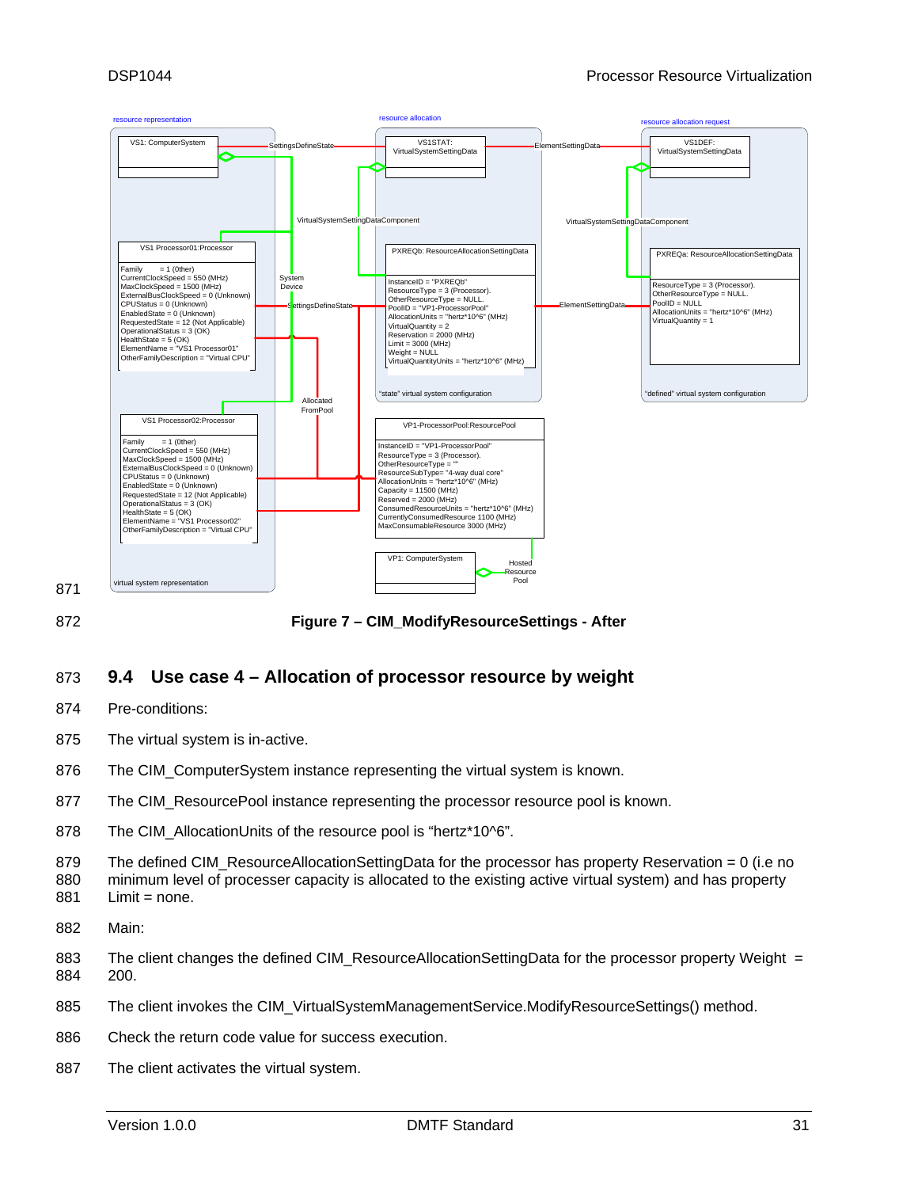**Figure 7 – CIM_ModifyResourceSettings - After**

## 9.4 Use case 4 – Allocation of processor resource by weight

Pre-conditions:

The virtual system is in-active.

The CIM_ComputerSystem instance representing the virtual system is known.

The CIM_ResourcePool instance representing the processor resource pool is known.

The CIM_AllocationUnits of the resource pool is “hertz*10^6”.

The defined CIM_ResourceAllocationSettingData for the processor has property Reservation = 0 (i.e no minimum level of processer capacity is allocated to the existing active virtual system) and has property Limit = none.

Main:

The client changes the defined CIM_ResourceAllocationSettingData for the processor property Weight = 200.

The client invokes the CIM_VirtualSystemManagementService.ModifyResourceSettings() method.

Check the return code value for success execution.

The client activates the virtual system.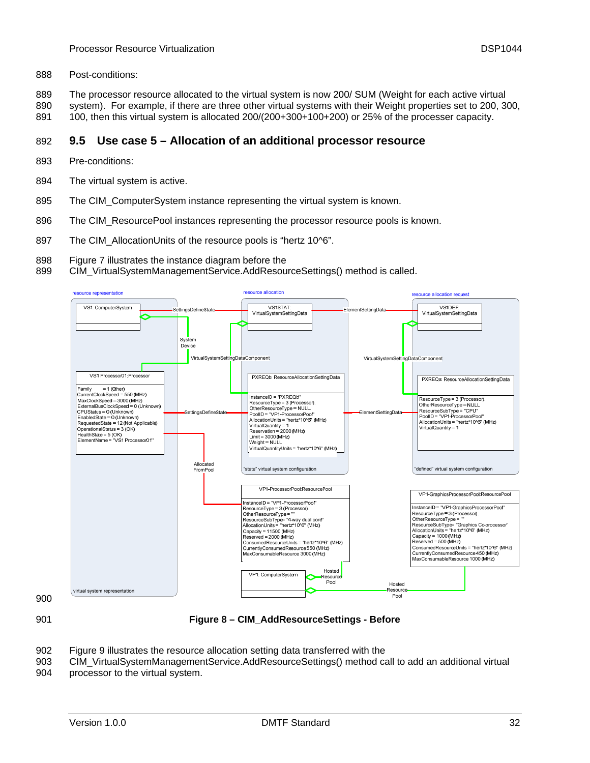Post-conditions:

The processor resource allocated to the virtual system is now 200/ SUM (Weight for each active virtual system). For example, if there are three other virtual systems with their Weight properties set to 200, 300, 100, then this virtual system is allocated 200/(200+300+100+200) or 25% of the processer capacity.

## 9.5 Use case 5 – Allocation of an additional processor resource

Pre-conditions:

The virtual system is active.

The CIM_ComputerSystem instance representing the virtual system is known.

The CIM_ResourcePool instances representing the processor resource pools is known.

The CIM_AllocationUnits of the resource pools is "hertz 10^6".

Figure 7 illustrates the instance diagram before the CIM_VirtualSystemManagementService.AddResourceSettings() method is called.

**Figure 8 – CIM_AddResourceSettings - Before**

Figure 9 illustrates the resource allocation setting data transferred with the CIM_VirtualSystemManagementService.AddResourceSettings() method call to add an additional virtual processor to the virtual system.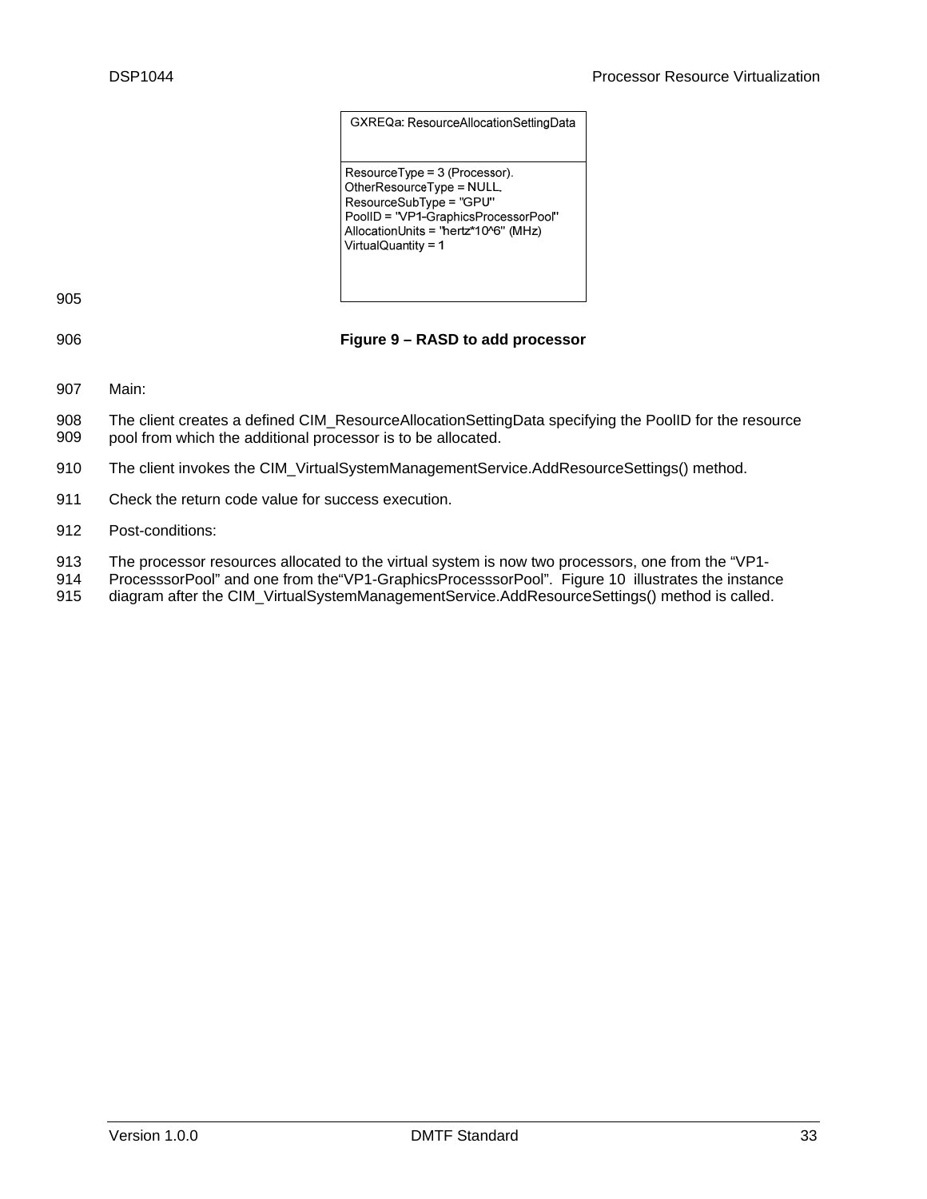| GXREQa: ResourceAllocationSettingData |
| --- |
| ResourceType = 3 (Processor).<br>OtherResourceType = NULL.<br>ResourceSubType = "GPU"<br>PoolID = "VP1-GraphicsProcessorPool"<br>AllocationUnits = "hertz*10^6" (MHz)<br>VirtualQuantity = 1 |

**Figure 9 – RASD to add processor**

Main:

The client creates a defined CIM_ResourceAllocationSettingData specifying the PoolID for the resource pool from which the additional processor is to be allocated.

The client invokes the CIM_VirtualSystemManagementService.AddResourceSettings() method.

Check the return code value for success execution.

Post-conditions:

The processor resources allocated to the virtual system is now two processors, one from the "VP1-ProcesssorPool" and one from the"VP1-GraphicsProcesssorPool". Figure 10 illustrates the instance diagram after the CIM_VirtualSystemManagementService.AddResourceSettings() method is called.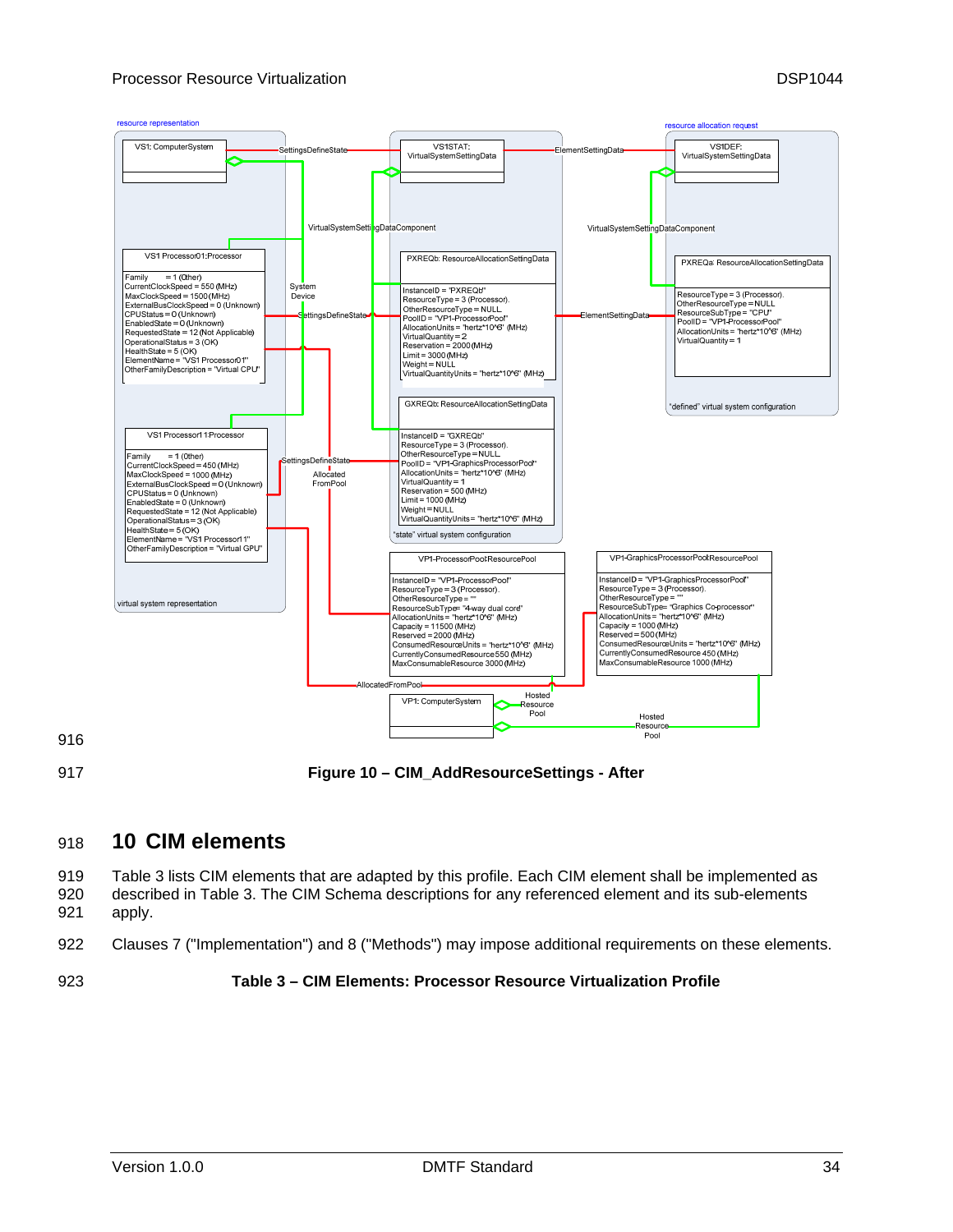Figure 10 – CIM_AddResourceSettings - After

# 10 CIM elements

Table 3 lists CIM elements that are adapted by this profile. Each CIM element shall be implemented as described in Table 3. The CIM Schema descriptions for any referenced element and its sub-elements apply.

Clauses 7 ("Implementation") and 8 ("Methods") may impose additional requirements on these elements.

**Table 3 – CIM Elements: Processor Resource Virtualization Profile**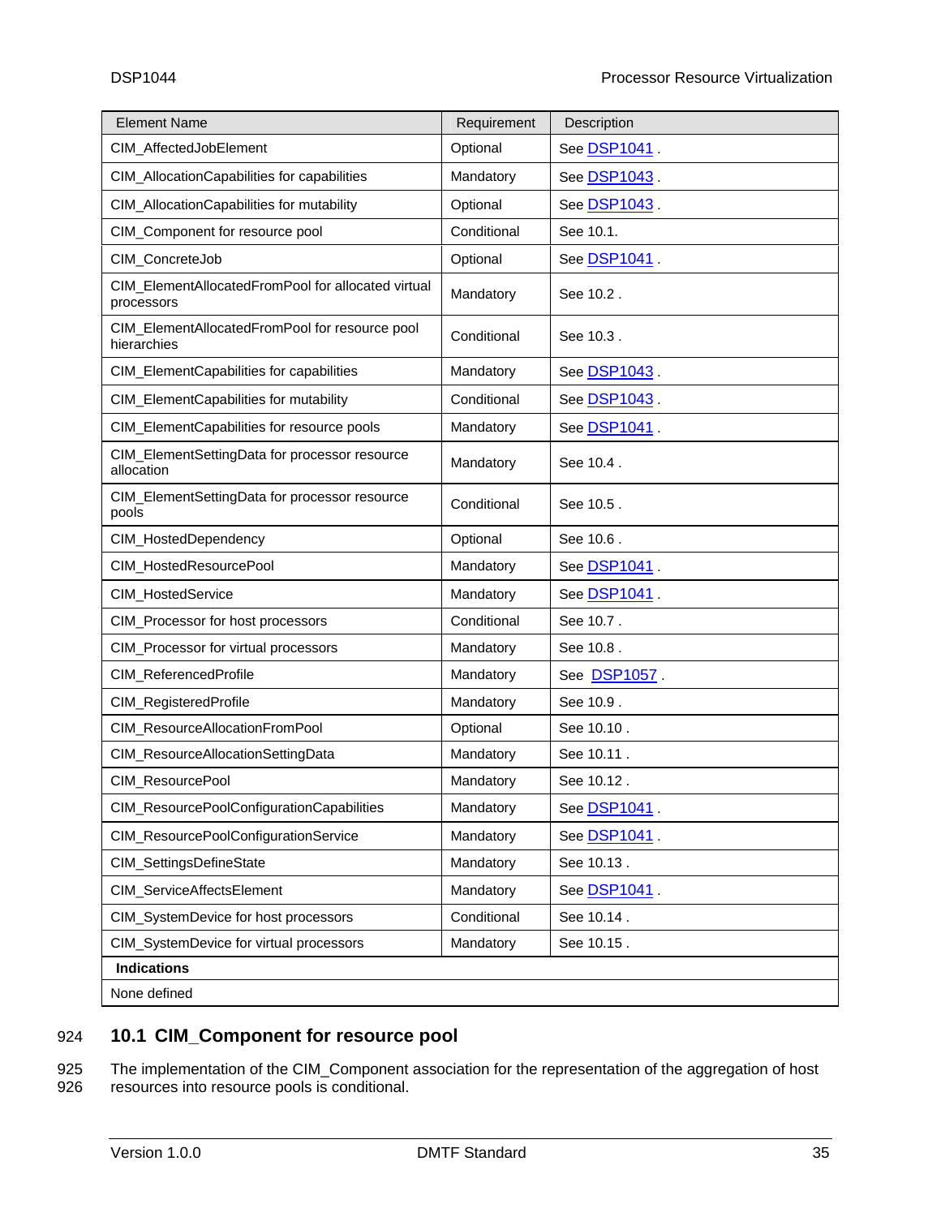| Element Name | Requirement | Description |
|---|---|---|
| CIM_AffectedJobElement | Optional | See DSP1041 . |
| CIM_AllocationCapabilities for capabilities | Mandatory | See DSP1043 . |
| CIM_AllocationCapabilities for mutability | Optional | See DSP1043 . |
| CIM_Component for resource pool | Conditional | See 10.1. |
| CIM_ConcreteJob | Optional | See DSP1041 . |
| CIM_ElementAllocatedFromPool for allocated virtual processors | Mandatory | See 10.2 . |
| CIM_ElementAllocatedFromPool for resource pool hierarchies | Conditional | See 10.3 . |
| CIM_ElementCapabilities for capabilities | Mandatory | See DSP1043 . |
| CIM_ElementCapabilities for mutability | Conditional | See DSP1043 . |
| CIM_ElementCapabilities for resource pools | Mandatory | See DSP1041 . |
| CIM_ElementSettingData for processor resource allocation | Mandatory | See 10.4 . |
| CIM_ElementSettingData for processor resource pools | Conditional | See 10.5 . |
| CIM_HostedDependency | Optional | See 10.6 . |
| CIM_HostedResourcePool | Mandatory | See DSP1041 . |
| CIM_HostedService | Mandatory | See DSP1041 . |
| CIM_Processor for host processors | Conditional | See 10.7 . |
| CIM_Processor for virtual processors | Mandatory | See 10.8 . |
| CIM_ReferencedProfile | Mandatory | See DSP1057 . |
| CIM_RegisteredProfile | Mandatory | See 10.9 . |
| CIM_ResourceAllocationFromPool | Optional | See 10.10 . |
| CIM_ResourceAllocationSettingData | Mandatory | See 10.11 . |
| CIM_ResourcePool | Mandatory | See 10.12 . |
| CIM_ResourcePoolConfigurationCapabilities | Mandatory | See DSP1041 . |
| CIM_ResourcePoolConfigurationService | Mandatory | See DSP1041 . |
| CIM_SettingsDefineState | Mandatory | See 10.13 . |
| CIM_ServiceAffectsElement | Mandatory | See DSP1041 . |
| CIM_SystemDevice for host processors | Conditional | See 10.14 . |
| CIM_SystemDevice for virtual processors | Mandatory | See 10.15 . |
| **Indications** | | |
| None defined | | |

## 10.1 CIM_Component for resource pool

The implementation of the CIM_Component association for the representation of the aggregation of host resources into resource pools is conditional.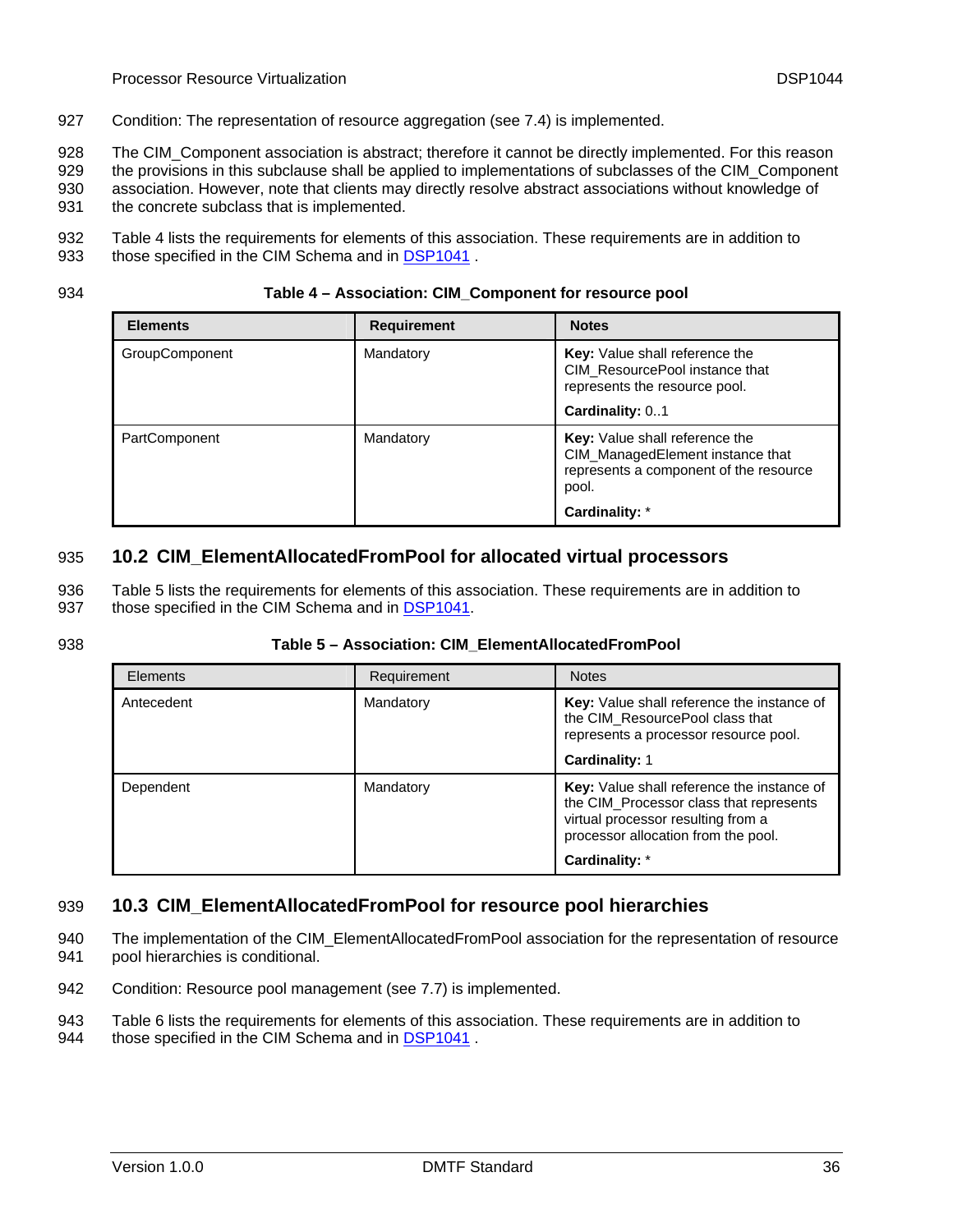Condition: The representation of resource aggregation (see 7.4) is implemented.

The CIM_Component association is abstract; therefore it cannot be directly implemented. For this reason the provisions in this subclause shall be applied to implementations of subclasses of the CIM_Component association. However, note that clients may directly resolve abstract associations without knowledge of the concrete subclass that is implemented.

Table 4 lists the requirements for elements of this association. These requirements are in addition to those specified in the CIM Schema and in DSP1041 .

**Table 4 – Association: CIM_Component for resource pool**

| Elements | Requirement | Notes |
|---|---|---|
| GroupComponent | Mandatory | **Key:** Value shall reference the CIM_ResourcePool instance that represents the resource pool.<br>**Cardinality:** 0..1 |
| PartComponent | Mandatory | **Key:** Value shall reference the CIM_ManagedElement instance that represents a component of the resource pool.<br>**Cardinality:** * |

## 10.2 CIM_ElementAllocatedFromPool for allocated virtual processors

Table 5 lists the requirements for elements of this association. These requirements are in addition to those specified in the CIM Schema and in DSP1041.

**Table 5 – Association: CIM_ElementAllocatedFromPool**

| Elements | Requirement | Notes |
|---|---|---|
| Antecedent | Mandatory | **Key:** Value shall reference the instance of the CIM_ResourcePool class that represents a processor resource pool.<br>**Cardinality:** 1 |
| Dependent | Mandatory | **Key:** Value shall reference the instance of the CIM_Processor class that represents virtual processor resulting from a processor allocation from the pool.<br>**Cardinality:** * |

## 10.3 CIM_ElementAllocatedFromPool for resource pool hierarchies

The implementation of the CIM_ElementAllocatedFromPool association for the representation of resource pool hierarchies is conditional.

Condition: Resource pool management (see 7.7) is implemented.

Table 6 lists the requirements for elements of this association. These requirements are in addition to those specified in the CIM Schema and in DSP1041 .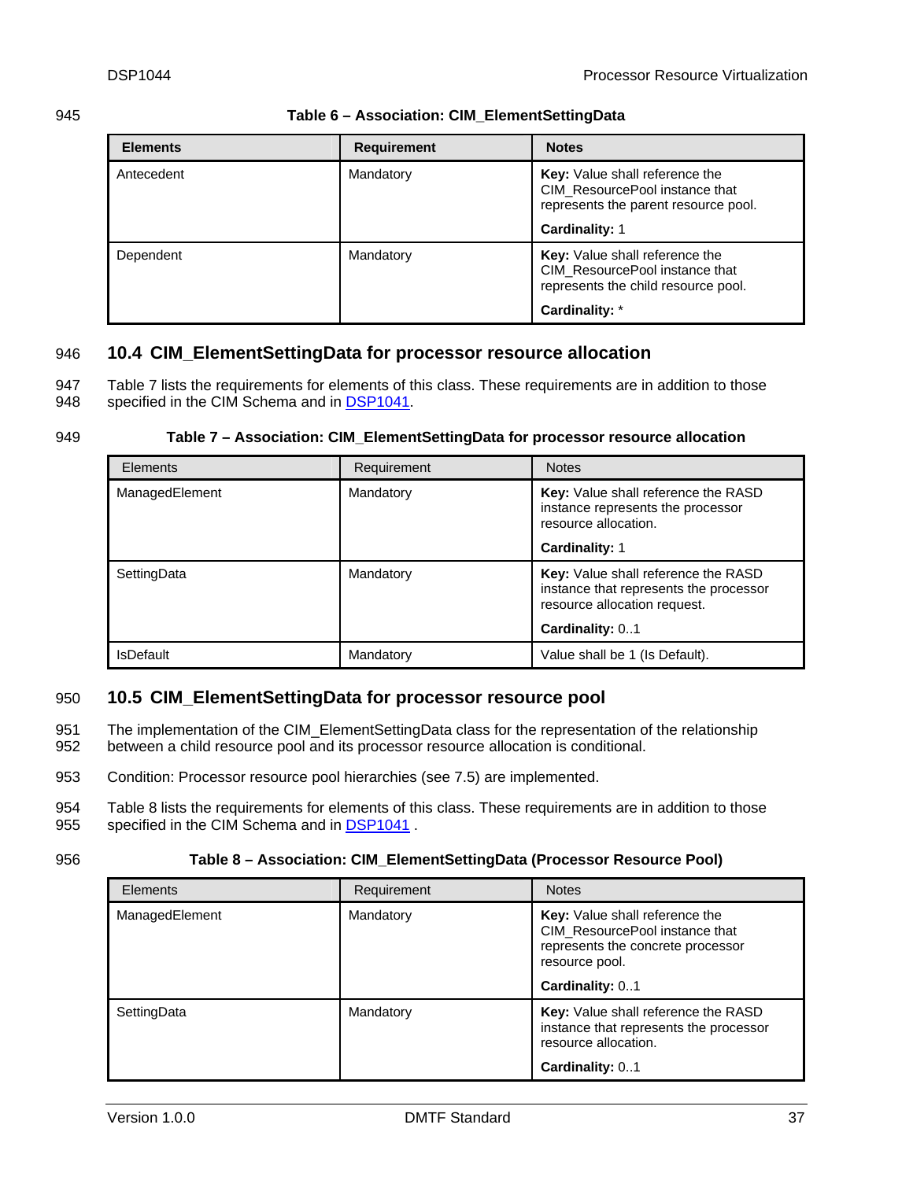**Table 6 – Association: CIM_ElementSettingData**

| Elements | Requirement | Notes |
|---|---|---|
| Antecedent | Mandatory | **Key:** Value shall reference the CIM_ResourcePool instance that represents the parent resource pool.<br>**Cardinality:** 1 |
| Dependent | Mandatory | **Key:** Value shall reference the CIM_ResourcePool instance that represents the child resource pool.<br>**Cardinality:** * |

## 10.4 CIM_ElementSettingData for processor resource allocation

Table 7 lists the requirements for elements of this class. These requirements are in addition to those specified in the CIM Schema and in DSP1041.

**Table 7 – Association: CIM_ElementSettingData for processor resource allocation**

| Elements | Requirement | Notes |
|---|---|---|
| ManagedElement | Mandatory | **Key:** Value shall reference the RASD instance represents the processor resource allocation.<br>**Cardinality:** 1 |
| SettingData | Mandatory | **Key:** Value shall reference the RASD instance that represents the processor resource allocation request.<br>**Cardinality:** 0..1 |
| IsDefault | Mandatory | Value shall be 1 (Is Default). |

## 10.5 CIM_ElementSettingData for processor resource pool

The implementation of the CIM_ElementSettingData class for the representation of the relationship between a child resource pool and its processor resource allocation is conditional.

Condition: Processor resource pool hierarchies (see 7.5) are implemented.

Table 8 lists the requirements for elements of this class. These requirements are in addition to those specified in the CIM Schema and in DSP1041 .

**Table 8 – Association: CIM_ElementSettingData (Processor Resource Pool)**

| Elements | Requirement | Notes |
|---|---|---|
| ManagedElement | Mandatory | **Key:** Value shall reference the CIM_ResourcePool instance that represents the concrete processor resource pool.<br>**Cardinality:** 0..1 |
| SettingData | Mandatory | **Key:** Value shall reference the RASD instance that represents the processor resource allocation.<br>**Cardinality:** 0..1 |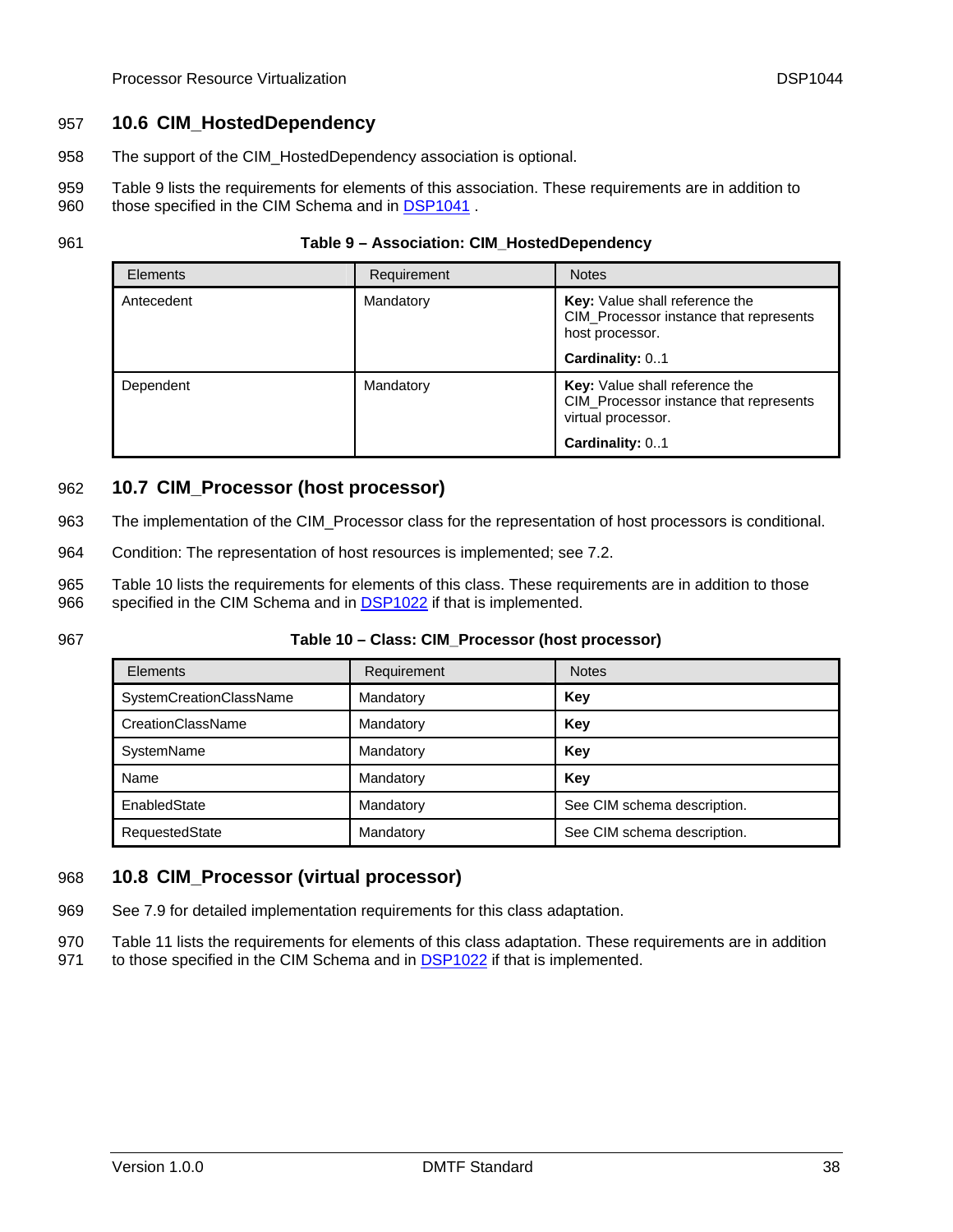## 10.6 CIM_HostedDependency

The support of the CIM_HostedDependency association is optional.

Table 9 lists the requirements for elements of this association. These requirements are in addition to those specified in the CIM Schema and in DSP1041 .

**Table 9 – Association: CIM_HostedDependency**

| Elements | Requirement | Notes |
|---|---|---|
| Antecedent | Mandatory | **Key:** Value shall reference the CIM_Processor instance that represents host processor.<br>**Cardinality:** 0..1 |
| Dependent | Mandatory | **Key:** Value shall reference the CIM_Processor instance that represents virtual processor.<br>**Cardinality:** 0..1 |

## 10.7 CIM_Processor (host processor)

The implementation of the CIM_Processor class for the representation of host processors is conditional.

Condition: The representation of host resources is implemented; see 7.2.

Table 10 lists the requirements for elements of this class. These requirements are in addition to those specified in the CIM Schema and in DSP1022 if that is implemented.

**Table 10 – Class: CIM_Processor (host processor)**

| Elements | Requirement | Notes |
|---|---|---|
| SystemCreationClassName | Mandatory | **Key** |
| CreationClassName | Mandatory | **Key** |
| SystemName | Mandatory | **Key** |
| Name | Mandatory | **Key** |
| EnabledState | Mandatory | See CIM schema description. |
| RequestedState | Mandatory | See CIM schema description. |

## 10.8 CIM_Processor (virtual processor)

See 7.9 for detailed implementation requirements for this class adaptation.

Table 11 lists the requirements for elements of this class adaptation. These requirements are in addition to those specified in the CIM Schema and in DSP1022 if that is implemented.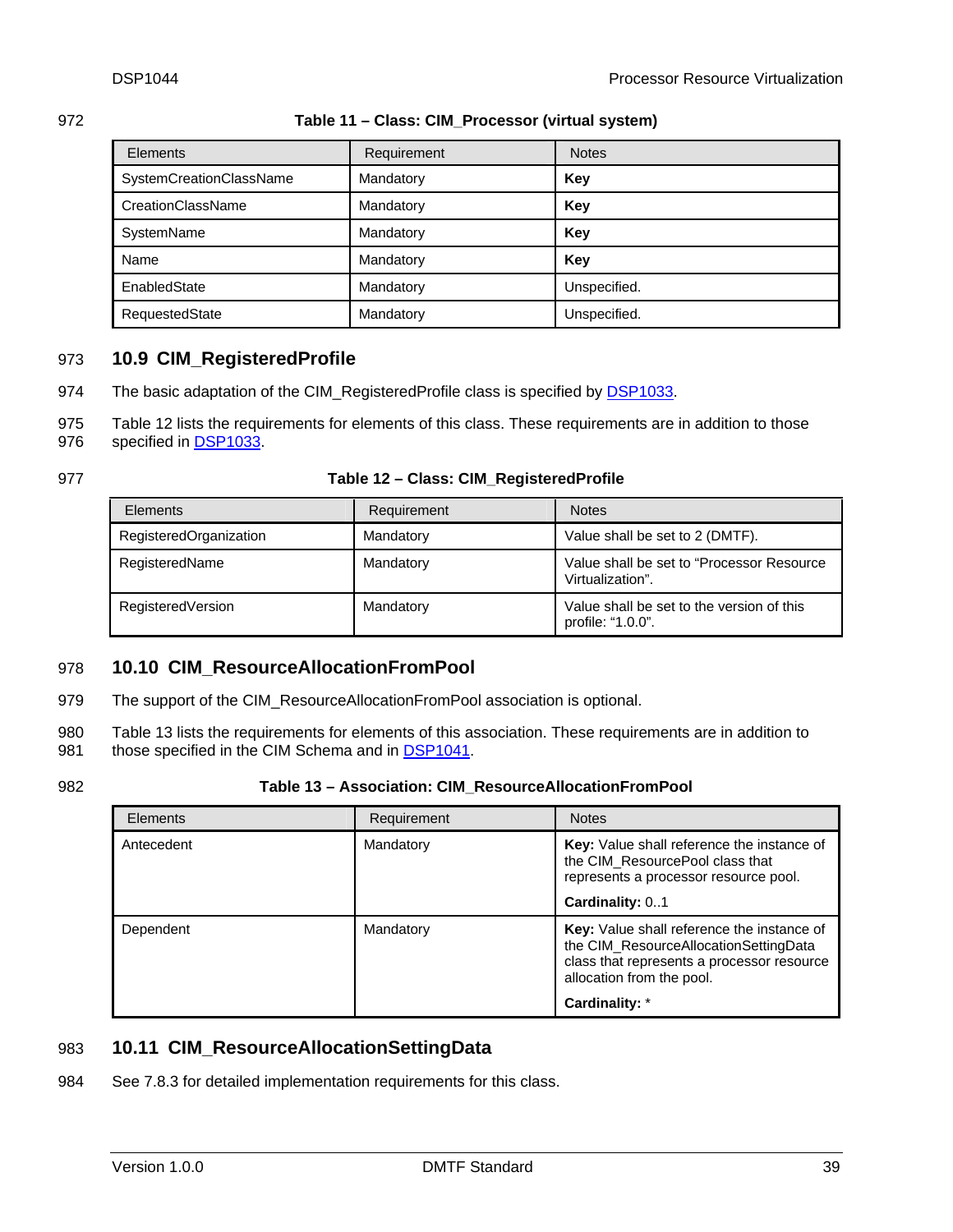**Table 11 – Class: CIM_Processor (virtual system)**

| Elements | Requirement | Notes |
|---|---|---|
| SystemCreationClassName | Mandatory | **Key** |
| CreationClassName | Mandatory | **Key** |
| SystemName | Mandatory | **Key** |
| Name | Mandatory | **Key** |
| EnabledState | Mandatory | Unspecified. |
| RequestedState | Mandatory | Unspecified. |

## 10.9 CIM_RegisteredProfile

The basic adaptation of the CIM_RegisteredProfile class is specified by DSP1033.

Table 12 lists the requirements for elements of this class. These requirements are in addition to those specified in DSP1033.

**Table 12 – Class: CIM_RegisteredProfile**

| Elements | Requirement | Notes |
|---|---|---|
| RegisteredOrganization | Mandatory | Value shall be set to 2 (DMTF). |
| RegisteredName | Mandatory | Value shall be set to "Processor Resource Virtualization". |
| RegisteredVersion | Mandatory | Value shall be set to the version of this profile: "1.0.0". |

## 10.10 CIM_ResourceAllocationFromPool

The support of the CIM_ResourceAllocationFromPool association is optional.

Table 13 lists the requirements for elements of this association. These requirements are in addition to those specified in the CIM Schema and in DSP1041.

**Table 13 – Association: CIM_ResourceAllocationFromPool**

| Elements | Requirement | Notes |
|---|---|---|
| Antecedent | Mandatory | **Key:** Value shall reference the instance of the CIM_ResourcePool class that represents a processor resource pool.<br>**Cardinality:** 0..1 |
| Dependent | Mandatory | **Key:** Value shall reference the instance of the CIM_ResourceAllocationSettingData class that represents a processor resource allocation from the pool.<br>**Cardinality:** * |

## 10.11 CIM_ResourceAllocationSettingData

See 7.8.3 for detailed implementation requirements for this class.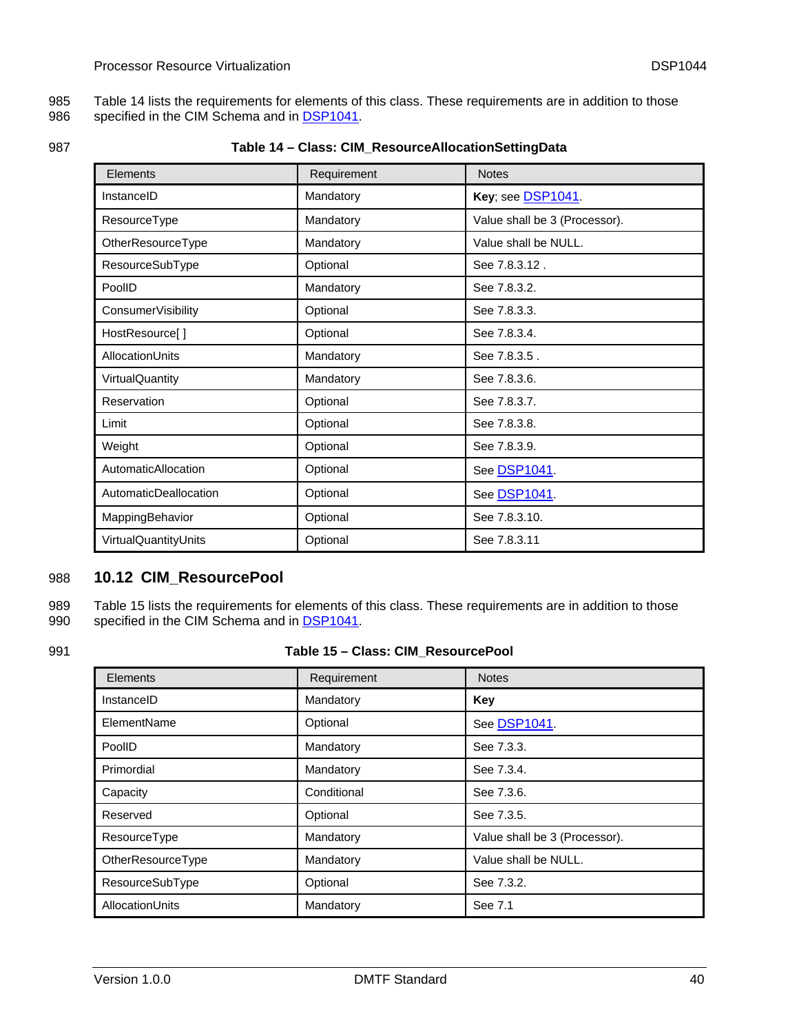Table 14 lists the requirements for elements of this class. These requirements are in addition to those specified in the CIM Schema and in DSP1041.

**Table 14 – Class: CIM_ResourceAllocationSettingData**

| Elements | Requirement | Notes |
|---|---|---|
| InstanceID | Mandatory | **Key**; see DSP1041. |
| ResourceType | Mandatory | Value shall be 3 (Processor). |
| OtherResourceType | Mandatory | Value shall be NULL. |
| ResourceSubType | Optional | See 7.8.3.12 . |
| PoolID | Mandatory | See 7.8.3.2. |
| ConsumerVisibility | Optional | See 7.8.3.3. |
| HostResource[ ] | Optional | See 7.8.3.4. |
| AllocationUnits | Mandatory | See 7.8.3.5 . |
| VirtualQuantity | Mandatory | See 7.8.3.6. |
| Reservation | Optional | See 7.8.3.7. |
| Limit | Optional | See 7.8.3.8. |
| Weight | Optional | See 7.8.3.9. |
| AutomaticAllocation | Optional | See DSP1041. |
| AutomaticDeallocation | Optional | See DSP1041. |
| MappingBehavior | Optional | See 7.8.3.10. |
| VirtualQuantityUnits | Optional | See 7.8.3.11 |

## 10.12 CIM_ResourcePool

Table 15 lists the requirements for elements of this class. These requirements are in addition to those specified in the CIM Schema and in DSP1041.

**Table 15 – Class: CIM_ResourcePool**

| Elements | Requirement | Notes |
|---|---|---|
| InstanceID | Mandatory | **Key** |
| ElementName | Optional | See DSP1041. |
| PoolID | Mandatory | See 7.3.3. |
| Primordial | Mandatory | See 7.3.4. |
| Capacity | Conditional | See 7.3.6. |
| Reserved | Optional | See 7.3.5. |
| ResourceType | Mandatory | Value shall be 3 (Processor). |
| OtherResourceType | Mandatory | Value shall be NULL. |
| ResourceSubType | Optional | See 7.3.2. |
| AllocationUnits | Mandatory | See 7.1 |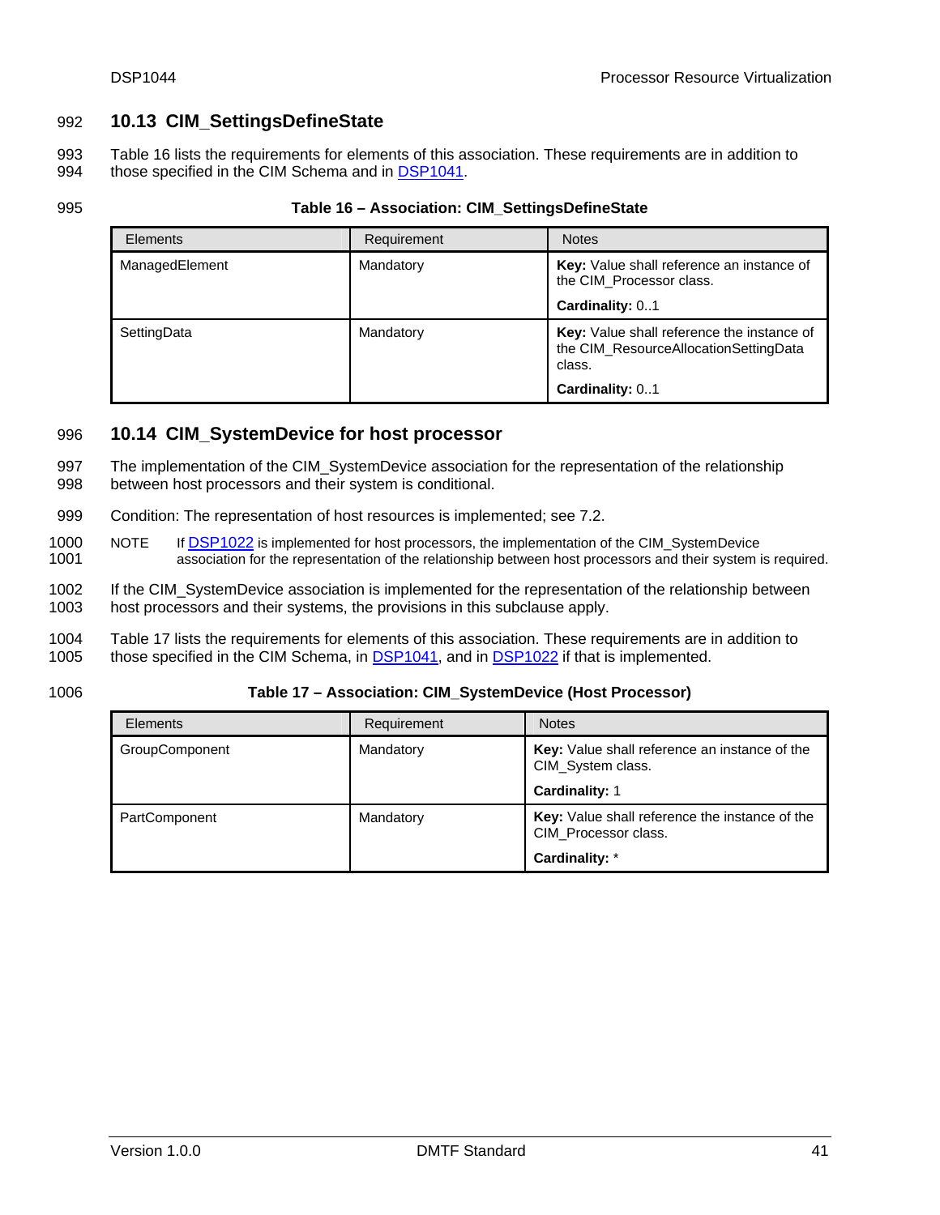## 10.13 CIM_SettingsDefineState

Table 16 lists the requirements for elements of this association. These requirements are in addition to those specified in the CIM Schema and in DSP1041.

**Table 16 – Association: CIM_SettingsDefineState**

| Elements | Requirement | Notes |
|---|---|---|
| ManagedElement | Mandatory | **Key:** Value shall reference an instance of the CIM_Processor class.<br>**Cardinality:** 0..1 |
| SettingData | Mandatory | **Key:** Value shall reference the instance of the CIM_ResourceAllocationSettingData class.<br>**Cardinality:** 0..1 |

## 10.14 CIM_SystemDevice for host processor

The implementation of the CIM_SystemDevice association for the representation of the relationship between host processors and their system is conditional.

Condition: The representation of host resources is implemented; see 7.2.

NOTE If DSP1022 is implemented for host processors, the implementation of the CIM_SystemDevice association for the representation of the relationship between host processors and their system is required.

If the CIM_SystemDevice association is implemented for the representation of the relationship between host processors and their systems, the provisions in this subclause apply.

Table 17 lists the requirements for elements of this association. These requirements are in addition to those specified in the CIM Schema, in DSP1041, and in DSP1022 if that is implemented.

**Table 17 – Association: CIM_SystemDevice (Host Processor)**

| Elements | Requirement | Notes |
|---|---|---|
| GroupComponent | Mandatory | **Key:** Value shall reference an instance of the CIM_System class.<br>**Cardinality:** 1 |
| PartComponent | Mandatory | **Key:** Value shall reference the instance of the CIM_Processor class.<br>**Cardinality:** * |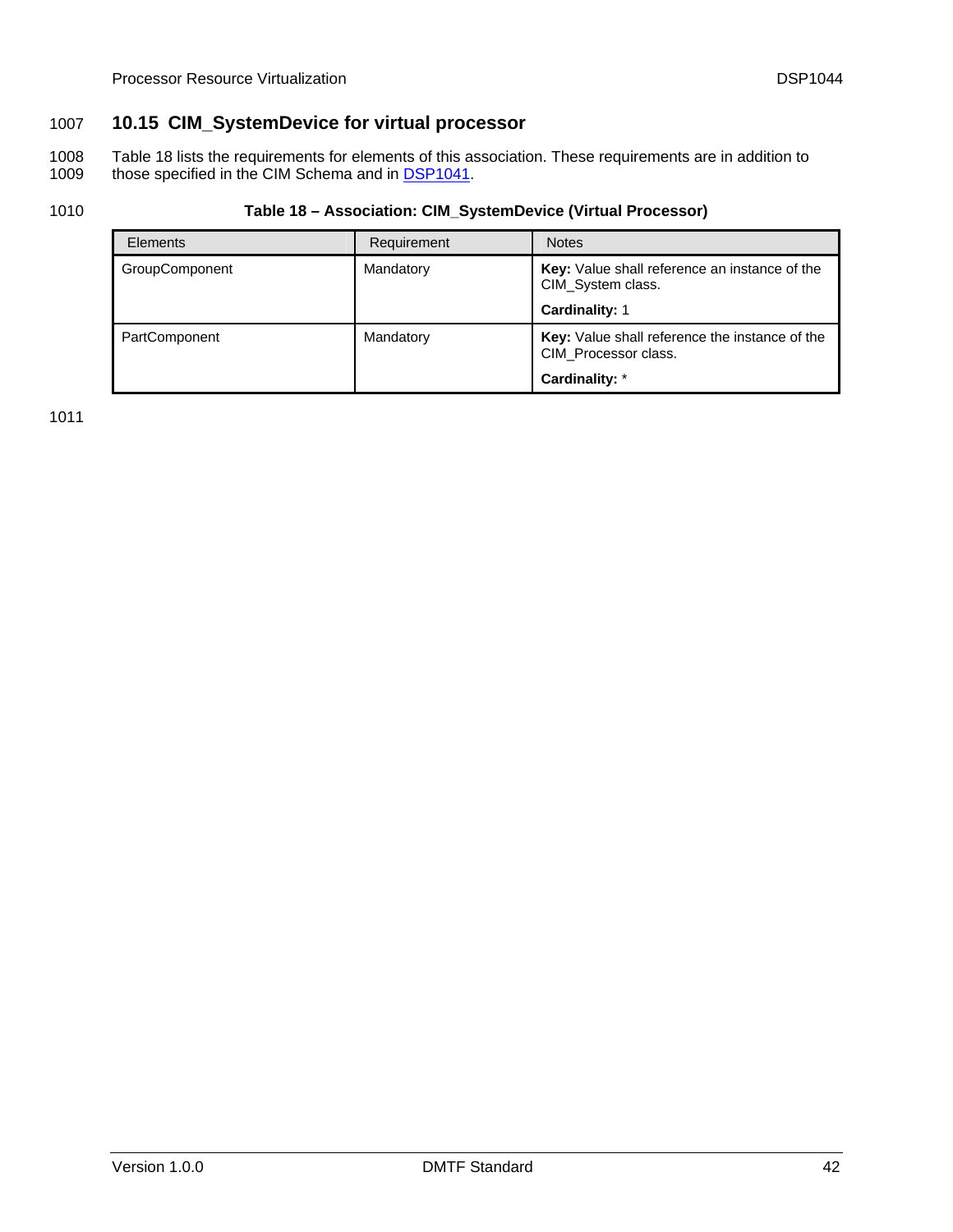## 10.15 CIM_SystemDevice for virtual processor

Table 18 lists the requirements for elements of this association. These requirements are in addition to those specified in the CIM Schema and in DSP1041.

**Table 18 – Association: CIM_SystemDevice (Virtual Processor)**

| Elements | Requirement | Notes |
|---|---|---|
| GroupComponent | Mandatory | **Key:** Value shall reference an instance of the CIM_System class. **Cardinality:** 1 |
| PartComponent | Mandatory | **Key:** Value shall reference the instance of the CIM_Processor class. **Cardinality:** * |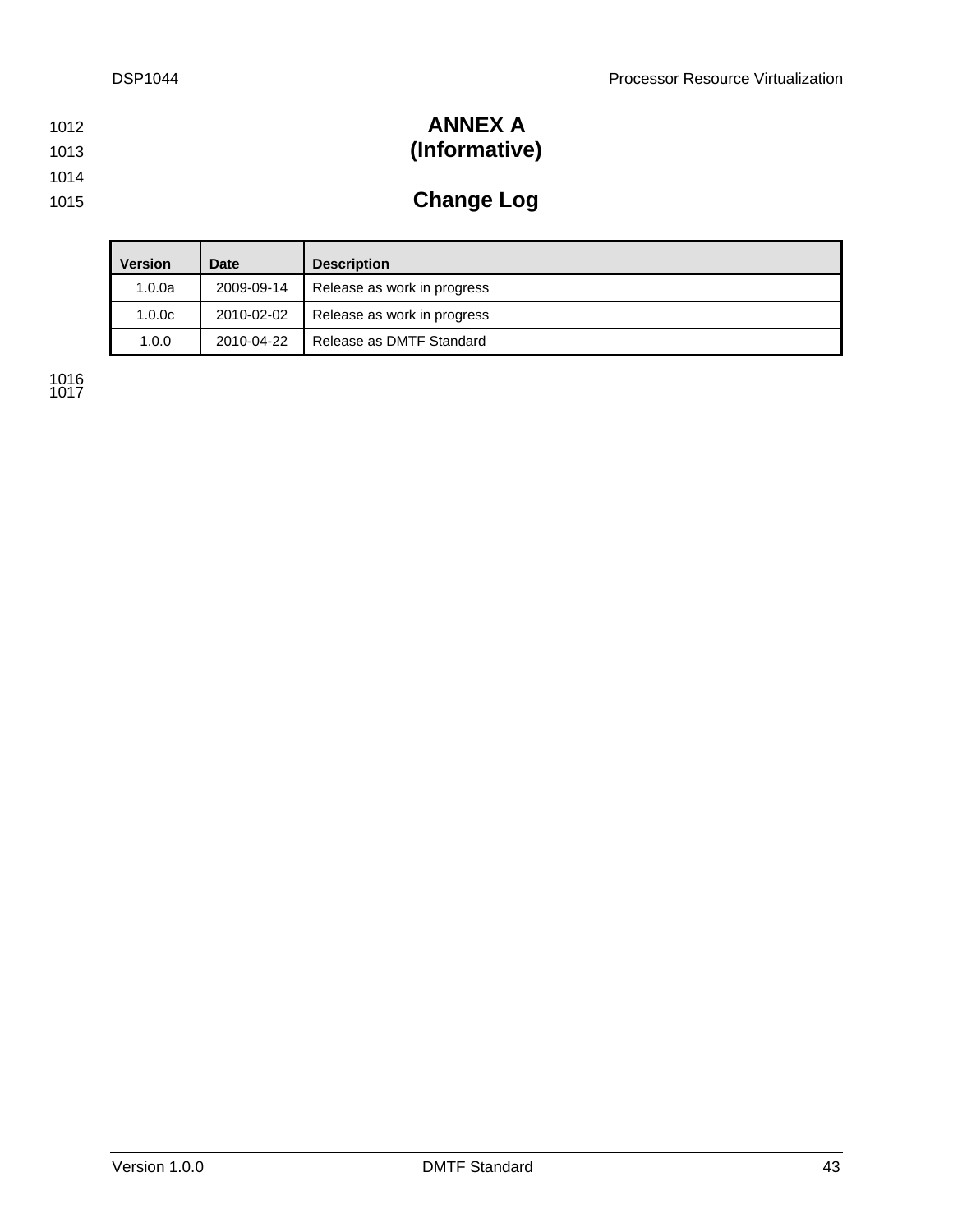# ANNEX A
# (Informative)

# Change Log

| Version | Date | Description |
| --- | --- | --- |
| 1.0.0a | 2009-09-14 | Release as work in progress |
| 1.0.0c | 2010-02-02 | Release as work in progress |
| 1.0.0 | 2010-04-22 | Release as DMTF Standard |